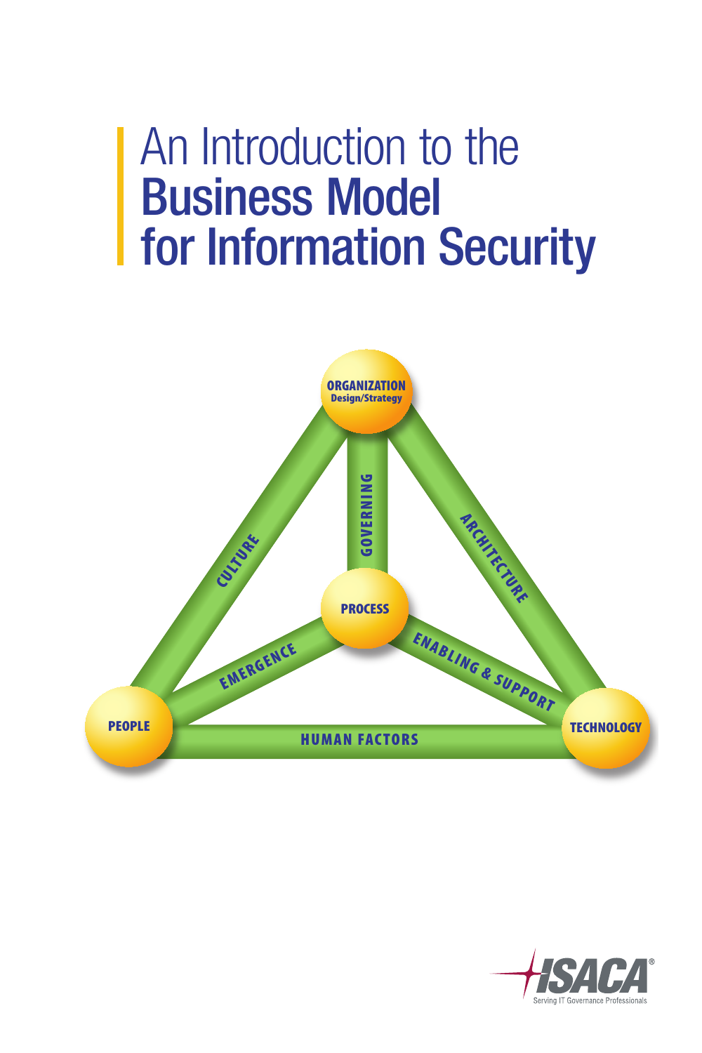# An Introduction to the Business Model for Information Security

ORGANIZATION
Design/Strategy

GOVERNING

CULTURE

ARCHITECTURE

PROCESS

EMERGENCE

ENABLING & SUPPORT

PEOPLE

HUMAN FACTORS

TECHNOLOGY

ISACA®
Serving IT Governance Professionals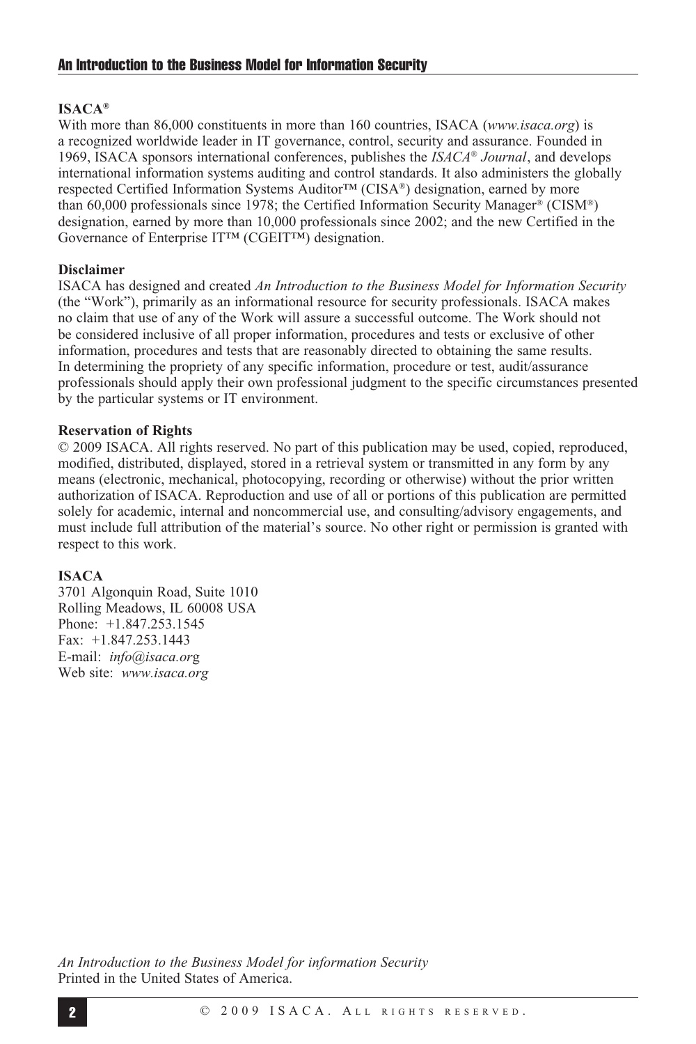**ISACA®**

With more than 86,000 constituents in more than 160 countries, ISACA (*www.isaca.org*) is a recognized worldwide leader in IT governance, control, security and assurance. Founded in 1969, ISACA sponsors international conferences, publishes the *ISACA® Journal*, and develops international information systems auditing and control standards. It also administers the globally respected Certified Information Systems Auditor™ (CISA®) designation, earned by more than 60,000 professionals since 1978; the Certified Information Security Manager® (CISM®) designation, earned by more than 10,000 professionals since 2002; and the new Certified in the Governance of Enterprise IT™ (CGEIT™) designation.

**Disclaimer**

ISACA has designed and created *An Introduction to the Business Model for Information Security* (the "Work"), primarily as an informational resource for security professionals. ISACA makes no claim that use of any of the Work will assure a successful outcome. The Work should not be considered inclusive of all proper information, procedures and tests or exclusive of other information, procedures and tests that are reasonably directed to obtaining the same results. In determining the propriety of any specific information, procedure or test, audit/assurance professionals should apply their own professional judgment to the specific circumstances presented by the particular systems or IT environment.

**Reservation of Rights**

© 2009 ISACA. All rights reserved. No part of this publication may be used, copied, reproduced, modified, distributed, displayed, stored in a retrieval system or transmitted in any form by any means (electronic, mechanical, photocopying, recording or otherwise) without the prior written authorization of ISACA. Reproduction and use of all or portions of this publication are permitted solely for academic, internal and noncommercial use, and consulting/advisory engagements, and must include full attribution of the material's source. No other right or permission is granted with respect to this work.

**ISACA**

3701 Algonquin Road, Suite 1010
Rolling Meadows, IL 60008 USA
Phone: +1.847.253.1545
Fax: +1.847.253.1443
E-mail: *info@isaca.org*
Web site: *www.isaca.org*

*An Introduction to the Business Model for information Security*
Printed in the United States of America.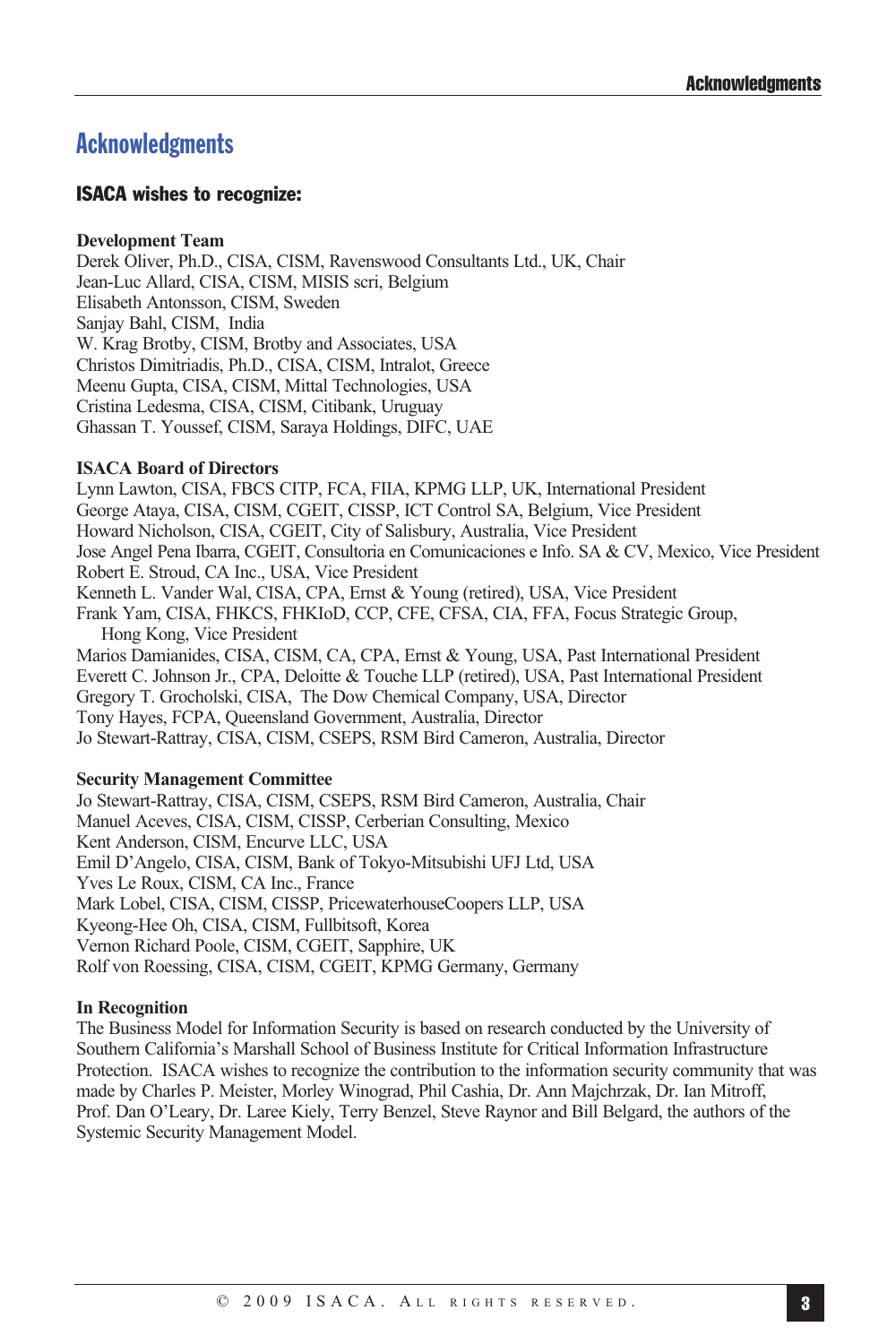# Acknowledgments

## ISACA wishes to recognize:

**Development Team**
Derek Oliver, Ph.D., CISA, CISM, Ravenswood Consultants Ltd., UK, Chair
Jean-Luc Allard, CISA, CISM, MISIS scri, Belgium
Elisabeth Antonsson, CISM, Sweden
Sanjay Bahl, CISM, India
W. Krag Brotby, CISM, Brotby and Associates, USA
Christos Dimitriadis, Ph.D., CISA, CISM, Intralot, Greece
Meenu Gupta, CISA, CISM, Mittal Technologies, USA
Cristina Ledesma, CISA, CISM, Citibank, Uruguay
Ghassan T. Youssef, CISM, Saraya Holdings, DIFC, UAE

**ISACA Board of Directors**
Lynn Lawton, CISA, FBCS CITP, FCA, FIIA, KPMG LLP, UK, International President
George Ataya, CISA, CISM, CGEIT, CISSP, ICT Control SA, Belgium, Vice President
Howard Nicholson, CISA, CGEIT, City of Salisbury, Australia, Vice President
Jose Angel Pena Ibarra, CGEIT, Consultoria en Comunicaciones e Info. SA & CV, Mexico, Vice President
Robert E. Stroud, CA Inc., USA, Vice President
Kenneth L. Vander Wal, CISA, CPA, Ernst & Young (retired), USA, Vice President
Frank Yam, CISA, FHKCS, FHKIoD, CCP, CFE, CFSA, CIA, FFA, Focus Strategic Group, Hong Kong, Vice President
Marios Damianides, CISA, CISM, CA, CPA, Ernst & Young, USA, Past International President
Everett C. Johnson Jr., CPA, Deloitte & Touche LLP (retired), USA, Past International President
Gregory T. Grocholski, CISA, The Dow Chemical Company, USA, Director
Tony Hayes, FCPA, Queensland Government, Australia, Director
Jo Stewart-Rattray, CISA, CISM, CSEPS, RSM Bird Cameron, Australia, Director

**Security Management Committee**
Jo Stewart-Rattray, CISA, CISM, CSEPS, RSM Bird Cameron, Australia, Chair
Manuel Aceves, CISA, CISM, CISSP, Cerberian Consulting, Mexico
Kent Anderson, CISM, Encurve LLC, USA
Emil D'Angelo, CISA, CISM, Bank of Tokyo-Mitsubishi UFJ Ltd, USA
Yves Le Roux, CISM, CA Inc., France
Mark Lobel, CISA, CISM, CISSP, PricewaterhouseCoopers LLP, USA
Kyeong-Hee Oh, CISA, CISM, Fullbitsoft, Korea
Vernon Richard Poole, CISM, CGEIT, Sapphire, UK
Rolf von Roessing, CISA, CISM, CGEIT, KPMG Germany, Germany

**In Recognition**
The Business Model for Information Security is based on research conducted by the University of Southern California's Marshall School of Business Institute for Critical Information Infrastructure Protection. ISACA wishes to recognize the contribution to the information security community that was made by Charles P. Meister, Morley Winograd, Phil Cashia, Dr. Ann Majchrzak, Dr. Ian Mitroff, Prof. Dan O'Leary, Dr. Laree Kiely, Terry Benzel, Steve Raynor and Bill Belgard, the authors of the Systemic Security Management Model.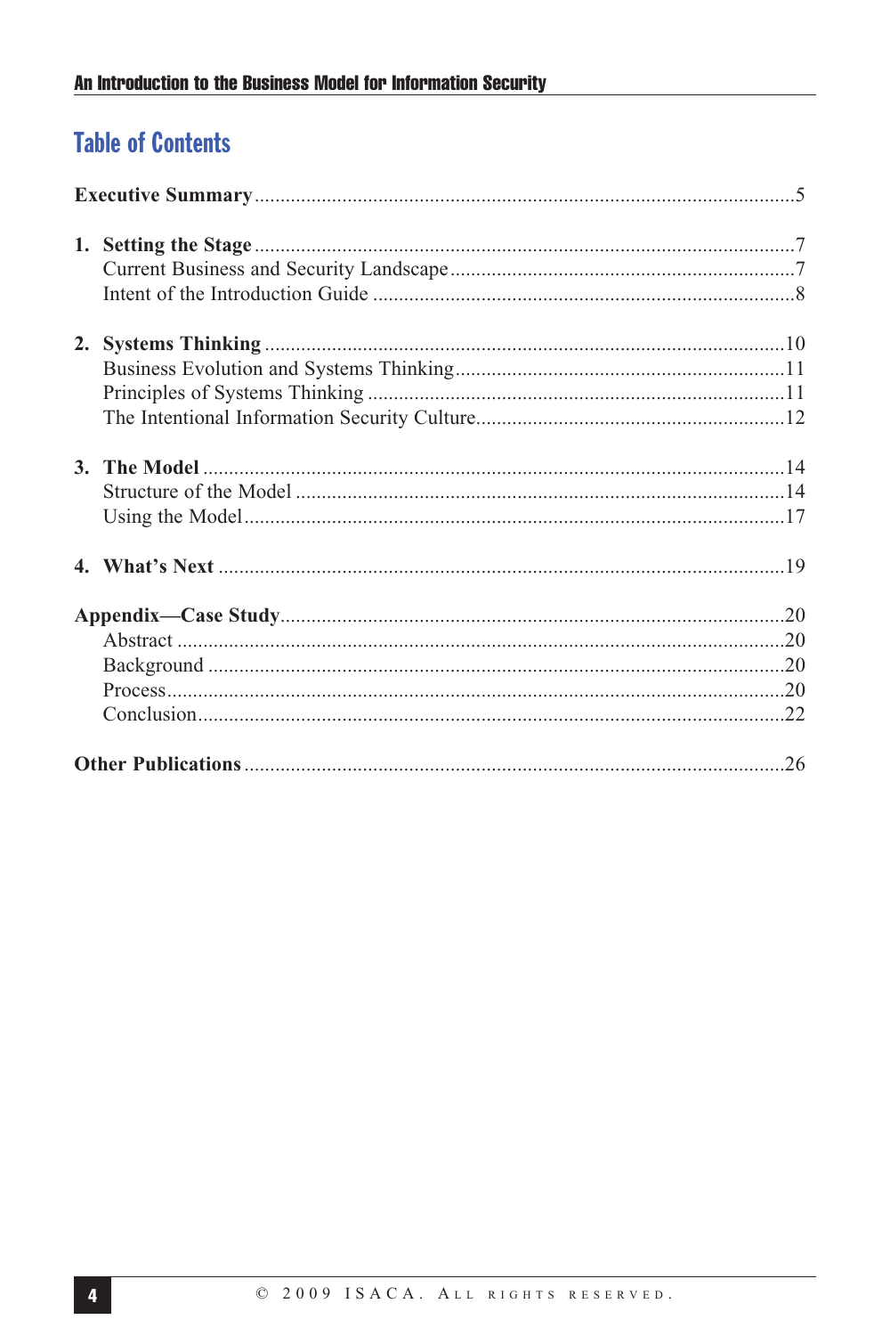## Table of Contents

**Executive Summary**.........................................................................................................5

**1. Setting the Stage**.........................................................................................................7
   Current Business and Security Landscape...................................................................7
   Intent of the Introduction Guide ..................................................................................8

**2. Systems Thinking**.......................................................................................................10
   Business Evolution and Systems Thinking.................................................................11
   Principles of Systems Thinking ..................................................................................11
   The Intentional Information Security Culture.............................................................12

**3. The Model**..................................................................................................................14
   Structure of the Model ...............................................................................................14
   Using the Model..........................................................................................................17

**4. What's Next**...............................................................................................................19

**Appendix—Case Study**..................................................................................................20
   Abstract ......................................................................................................................20
   Background ................................................................................................................20
   Process........................................................................................................................20
   Conclusion..................................................................................................................22

**Other Publications**.........................................................................................................26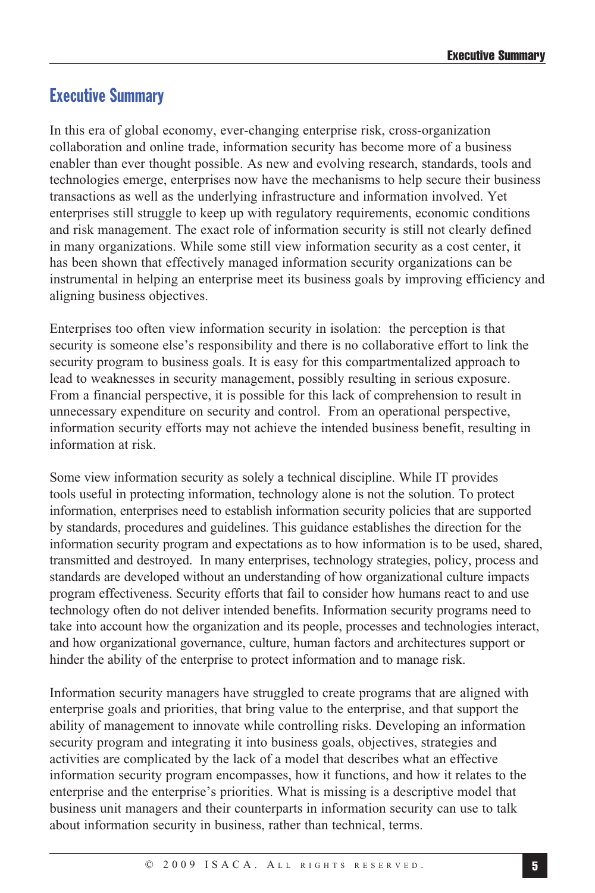# Executive Summary

In this era of global economy, ever-changing enterprise risk, cross-organization collaboration and online trade, information security has become more of a business enabler than ever thought possible. As new and evolving research, standards, tools and technologies emerge, enterprises now have the mechanisms to help secure their business transactions as well as the underlying infrastructure and information involved. Yet enterprises still struggle to keep up with regulatory requirements, economic conditions and risk management. The exact role of information security is still not clearly defined in many organizations. While some still view information security as a cost center, it has been shown that effectively managed information security organizations can be instrumental in helping an enterprise meet its business goals by improving efficiency and aligning business objectives.

Enterprises too often view information security in isolation: the perception is that security is someone else's responsibility and there is no collaborative effort to link the security program to business goals. It is easy for this compartmentalized approach to lead to weaknesses in security management, possibly resulting in serious exposure. From a financial perspective, it is possible for this lack of comprehension to result in unnecessary expenditure on security and control. From an operational perspective, information security efforts may not achieve the intended business benefit, resulting in information at risk.

Some view information security as solely a technical discipline. While IT provides tools useful in protecting information, technology alone is not the solution. To protect information, enterprises need to establish information security policies that are supported by standards, procedures and guidelines. This guidance establishes the direction for the information security program and expectations as to how information is to be used, shared, transmitted and destroyed. In many enterprises, technology strategies, policy, process and standards are developed without an understanding of how organizational culture impacts program effectiveness. Security efforts that fail to consider how humans react to and use technology often do not deliver intended benefits. Information security programs need to take into account how the organization and its people, processes and technologies interact, and how organizational governance, culture, human factors and architectures support or hinder the ability of the enterprise to protect information and to manage risk.

Information security managers have struggled to create programs that are aligned with enterprise goals and priorities, that bring value to the enterprise, and that support the ability of management to innovate while controlling risks. Developing an information security program and integrating it into business goals, objectives, strategies and activities are complicated by the lack of a model that describes what an effective information security program encompasses, how it functions, and how it relates to the enterprise and the enterprise's priorities. What is missing is a descriptive model that business unit managers and their counterparts in information security can use to talk about information security in business, rather than technical, terms.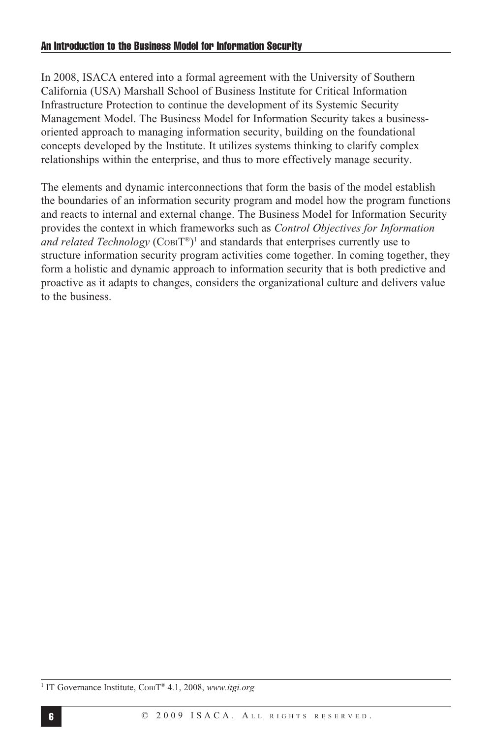In 2008, ISACA entered into a formal agreement with the University of Southern California (USA) Marshall School of Business Institute for Critical Information Infrastructure Protection to continue the development of its Systemic Security Management Model. The Business Model for Information Security takes a business-oriented approach to managing information security, building on the foundational concepts developed by the Institute. It utilizes systems thinking to clarify complex relationships within the enterprise, and thus to more effectively manage security.

The elements and dynamic interconnections that form the basis of the model establish the boundaries of an information security program and model how the program functions and reacts to internal and external change. The Business Model for Information Security provides the context in which frameworks such as *Control Objectives for Information and related Technology* (COBIT®)[1] and standards that enterprises currently use to structure information security program activities come together. In coming together, they form a holistic and dynamic approach to information security that is both predictive and proactive as it adapts to changes, considers the organizational culture and delivers value to the business.

---

[1] IT Governance Institute, COBIT® 4.1, 2008, *www.itgi.org*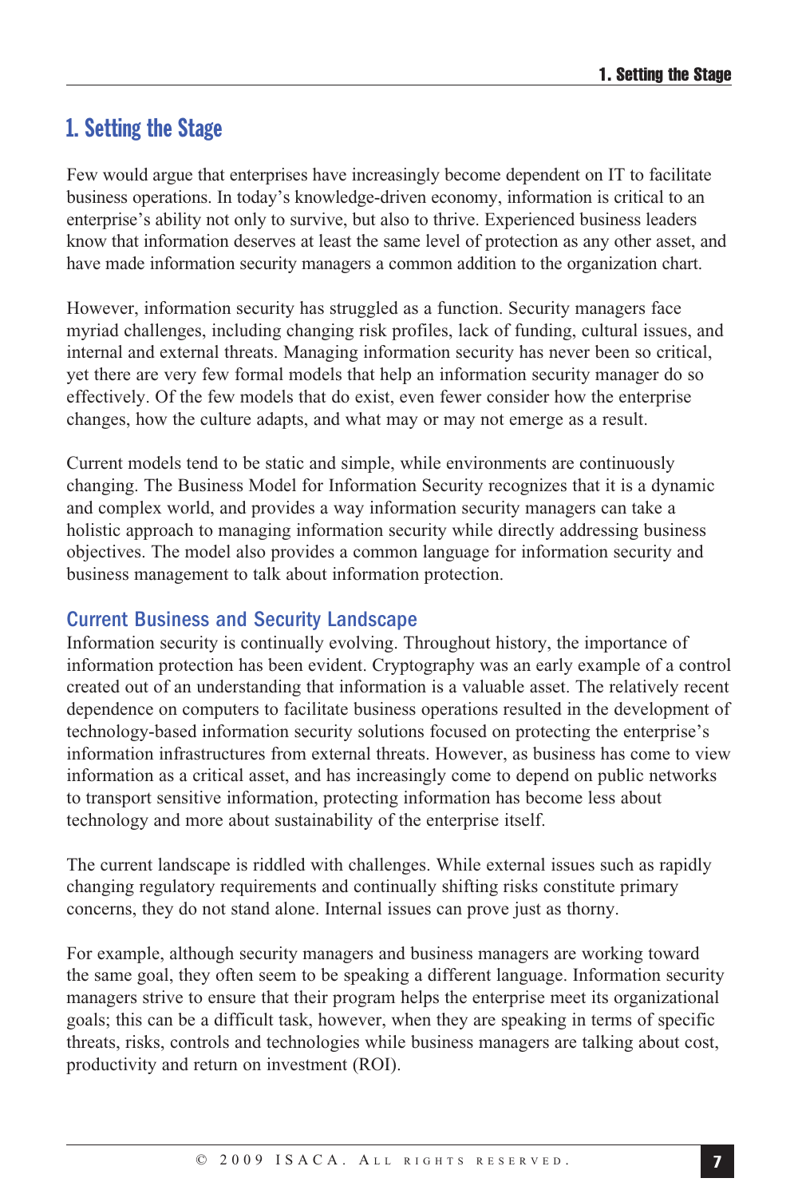# 1. Setting the Stage

Few would argue that enterprises have increasingly become dependent on IT to facilitate business operations. In today's knowledge-driven economy, information is critical to an enterprise's ability not only to survive, but also to thrive. Experienced business leaders know that information deserves at least the same level of protection as any other asset, and have made information security managers a common addition to the organization chart.

However, information security has struggled as a function. Security managers face myriad challenges, including changing risk profiles, lack of funding, cultural issues, and internal and external threats. Managing information security has never been so critical, yet there are very few formal models that help an information security manager do so effectively. Of the few models that do exist, even fewer consider how the enterprise changes, how the culture adapts, and what may or may not emerge as a result.

Current models tend to be static and simple, while environments are continuously changing. The Business Model for Information Security recognizes that it is a dynamic and complex world, and provides a way information security managers can take a holistic approach to managing information security while directly addressing business objectives. The model also provides a common language for information security and business management to talk about information protection.

## Current Business and Security Landscape

Information security is continually evolving. Throughout history, the importance of information protection has been evident. Cryptography was an early example of a control created out of an understanding that information is a valuable asset. The relatively recent dependence on computers to facilitate business operations resulted in the development of technology-based information security solutions focused on protecting the enterprise's information infrastructures from external threats. However, as business has come to view information as a critical asset, and has increasingly come to depend on public networks to transport sensitive information, protecting information has become less about technology and more about sustainability of the enterprise itself.

The current landscape is riddled with challenges. While external issues such as rapidly changing regulatory requirements and continually shifting risks constitute primary concerns, they do not stand alone. Internal issues can prove just as thorny.

For example, although security managers and business managers are working toward the same goal, they often seem to be speaking a different language. Information security managers strive to ensure that their program helps the enterprise meet its organizational goals; this can be a difficult task, however, when they are speaking in terms of specific threats, risks, controls and technologies while business managers are talking about cost, productivity and return on investment (ROI).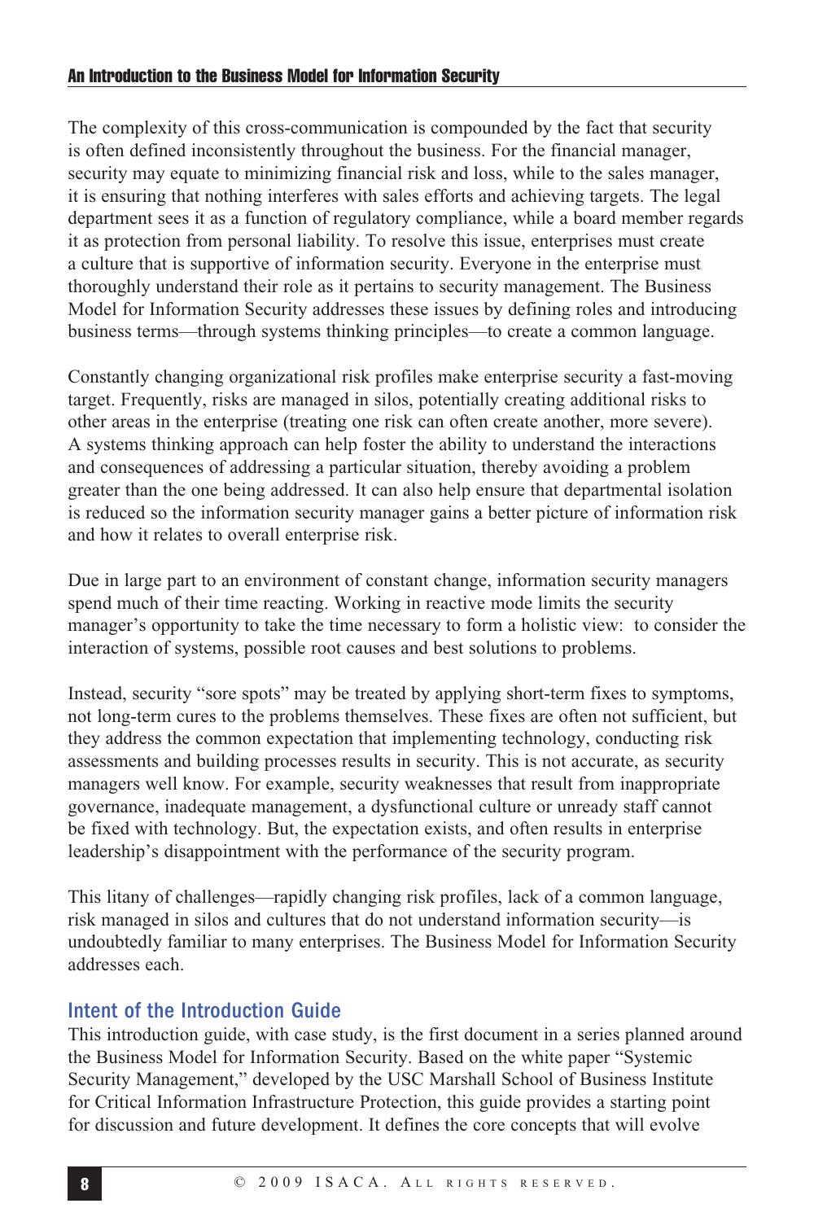The complexity of this cross-communication is compounded by the fact that security is often defined inconsistently throughout the business. For the financial manager, security may equate to minimizing financial risk and loss, while to the sales manager, it is ensuring that nothing interferes with sales efforts and achieving targets. The legal department sees it as a function of regulatory compliance, while a board member regards it as protection from personal liability. To resolve this issue, enterprises must create a culture that is supportive of information security. Everyone in the enterprise must thoroughly understand their role as it pertains to security management. The Business Model for Information Security addresses these issues by defining roles and introducing business terms—through systems thinking principles—to create a common language.

Constantly changing organizational risk profiles make enterprise security a fast-moving target. Frequently, risks are managed in silos, potentially creating additional risks to other areas in the enterprise (treating one risk can often create another, more severe). A systems thinking approach can help foster the ability to understand the interactions and consequences of addressing a particular situation, thereby avoiding a problem greater than the one being addressed. It can also help ensure that departmental isolation is reduced so the information security manager gains a better picture of information risk and how it relates to overall enterprise risk.

Due in large part to an environment of constant change, information security managers spend much of their time reacting. Working in reactive mode limits the security manager's opportunity to take the time necessary to form a holistic view: to consider the interaction of systems, possible root causes and best solutions to problems.

Instead, security "sore spots" may be treated by applying short-term fixes to symptoms, not long-term cures to the problems themselves. These fixes are often not sufficient, but they address the common expectation that implementing technology, conducting risk assessments and building processes results in security. This is not accurate, as security managers well know. For example, security weaknesses that result from inappropriate governance, inadequate management, a dysfunctional culture or unready staff cannot be fixed with technology. But, the expectation exists, and often results in enterprise leadership's disappointment with the performance of the security program.

This litany of challenges—rapidly changing risk profiles, lack of a common language, risk managed in silos and cultures that do not understand information security—is undoubtedly familiar to many enterprises. The Business Model for Information Security addresses each.

## Intent of the Introduction Guide

This introduction guide, with case study, is the first document in a series planned around the Business Model for Information Security. Based on the white paper "Systemic Security Management," developed by the USC Marshall School of Business Institute for Critical Information Infrastructure Protection, this guide provides a starting point for discussion and future development. It defines the core concepts that will evolve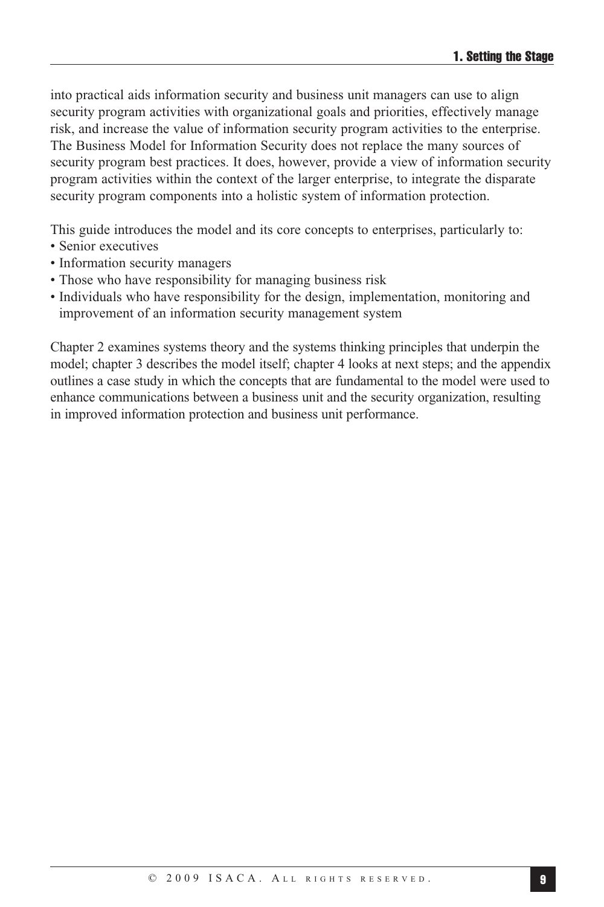into practical aids information security and business unit managers can use to align security program activities with organizational goals and priorities, effectively manage risk, and increase the value of information security program activities to the enterprise. The Business Model for Information Security does not replace the many sources of security program best practices. It does, however, provide a view of information security program activities within the context of the larger enterprise, to integrate the disparate security program components into a holistic system of information protection.

This guide introduces the model and its core concepts to enterprises, particularly to:

- Senior executives
- Information security managers
- Those who have responsibility for managing business risk
- Individuals who have responsibility for the design, implementation, monitoring and improvement of an information security management system

Chapter 2 examines systems theory and the systems thinking principles that underpin the model; chapter 3 describes the model itself; chapter 4 looks at next steps; and the appendix outlines a case study in which the concepts that are fundamental to the model were used to enhance communications between a business unit and the security organization, resulting in improved information protection and business unit performance.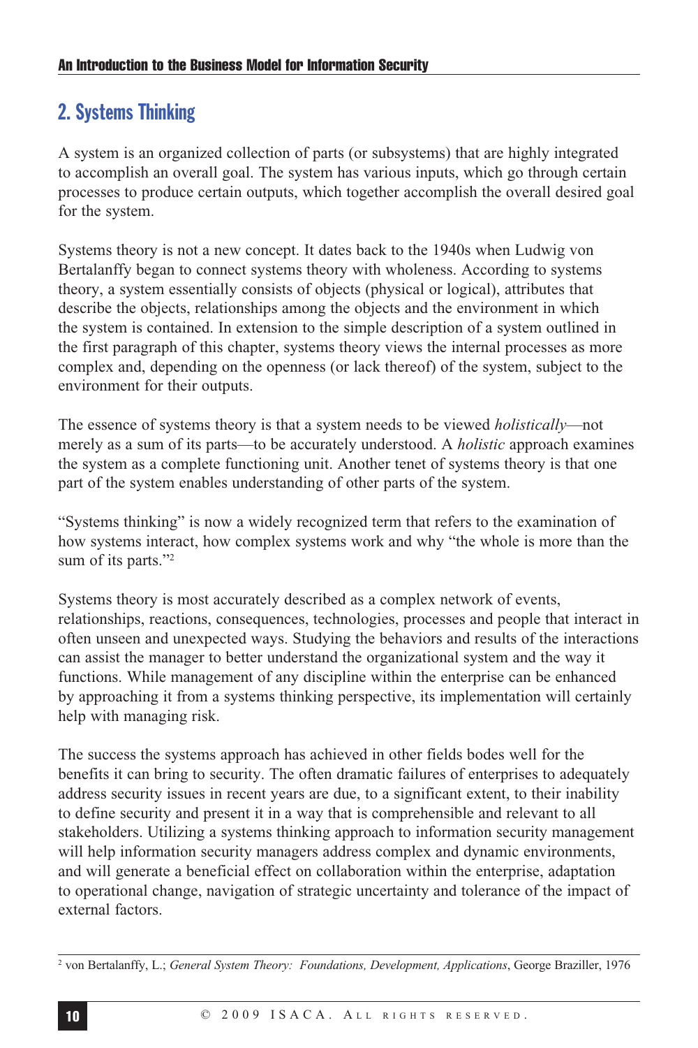## 2. Systems Thinking

A system is an organized collection of parts (or subsystems) that are highly integrated to accomplish an overall goal. The system has various inputs, which go through certain processes to produce certain outputs, which together accomplish the overall desired goal for the system.

Systems theory is not a new concept. It dates back to the 1940s when Ludwig von Bertalanffy began to connect systems theory with wholeness. According to systems theory, a system essentially consists of objects (physical or logical), attributes that describe the objects, relationships among the objects and the environment in which the system is contained. In extension to the simple description of a system outlined in the first paragraph of this chapter, systems theory views the internal processes as more complex and, depending on the openness (or lack thereof) of the system, subject to the environment for their outputs.

The essence of systems theory is that a system needs to be viewed *holistically*—not merely as a sum of its parts—to be accurately understood. A *holistic* approach examines the system as a complete functioning unit. Another tenet of systems theory is that one part of the system enables understanding of other parts of the system.

"Systems thinking" is now a widely recognized term that refers to the examination of how systems interact, how complex systems work and why "the whole is more than the sum of its parts."[2]

Systems theory is most accurately described as a complex network of events, relationships, reactions, consequences, technologies, processes and people that interact in often unseen and unexpected ways. Studying the behaviors and results of the interactions can assist the manager to better understand the organizational system and the way it functions. While management of any discipline within the enterprise can be enhanced by approaching it from a systems thinking perspective, its implementation will certainly help with managing risk.

The success the systems approach has achieved in other fields bodes well for the benefits it can bring to security. The often dramatic failures of enterprises to adequately address security issues in recent years are due, to a significant extent, to their inability to define security and present it in a way that is comprehensible and relevant to all stakeholders. Utilizing a systems thinking approach to information security management will help information security managers address complex and dynamic environments, and will generate a beneficial effect on collaboration within the enterprise, adaptation to operational change, navigation of strategic uncertainty and tolerance of the impact of external factors.

[2] von Bertalanffy, L.; *General System Theory: Foundations, Development, Applications*, George Braziller, 1976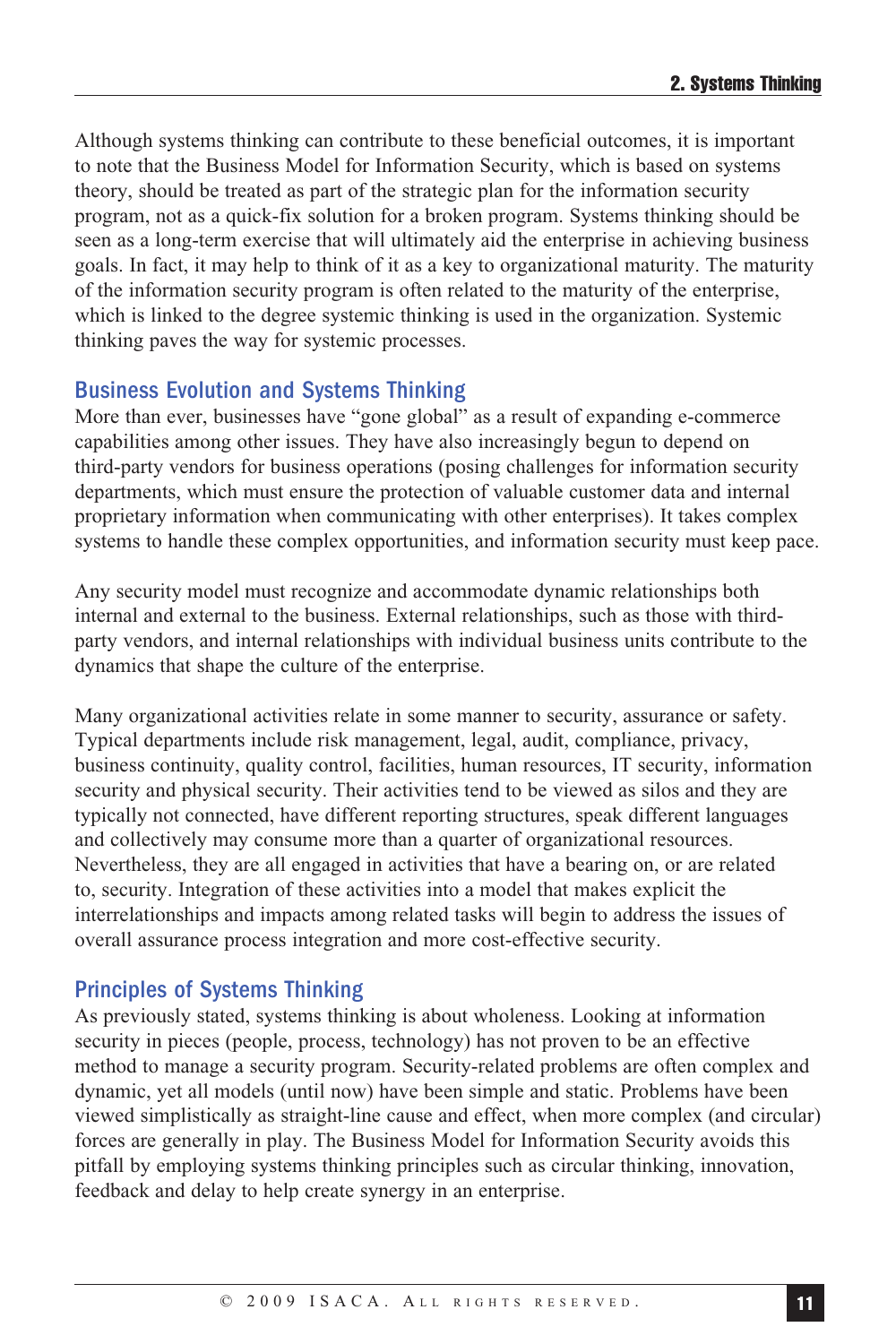Although systems thinking can contribute to these beneficial outcomes, it is important to note that the Business Model for Information Security, which is based on systems theory, should be treated as part of the strategic plan for the information security program, not as a quick-fix solution for a broken program. Systems thinking should be seen as a long-term exercise that will ultimately aid the enterprise in achieving business goals. In fact, it may help to think of it as a key to organizational maturity. The maturity of the information security program is often related to the maturity of the enterprise, which is linked to the degree systemic thinking is used in the organization. Systemic thinking paves the way for systemic processes.

## Business Evolution and Systems Thinking

More than ever, businesses have "gone global" as a result of expanding e-commerce capabilities among other issues. They have also increasingly begun to depend on third-party vendors for business operations (posing challenges for information security departments, which must ensure the protection of valuable customer data and internal proprietary information when communicating with other enterprises). It takes complex systems to handle these complex opportunities, and information security must keep pace.

Any security model must recognize and accommodate dynamic relationships both internal and external to the business. External relationships, such as those with third-party vendors, and internal relationships with individual business units contribute to the dynamics that shape the culture of the enterprise.

Many organizational activities relate in some manner to security, assurance or safety. Typical departments include risk management, legal, audit, compliance, privacy, business continuity, quality control, facilities, human resources, IT security, information security and physical security. Their activities tend to be viewed as silos and they are typically not connected, have different reporting structures, speak different languages and collectively may consume more than a quarter of organizational resources. Nevertheless, they are all engaged in activities that have a bearing on, or are related to, security. Integration of these activities into a model that makes explicit the interrelationships and impacts among related tasks will begin to address the issues of overall assurance process integration and more cost-effective security.

## Principles of Systems Thinking

As previously stated, systems thinking is about wholeness. Looking at information security in pieces (people, process, technology) has not proven to be an effective method to manage a security program. Security-related problems are often complex and dynamic, yet all models (until now) have been simple and static. Problems have been viewed simplistically as straight-line cause and effect, when more complex (and circular) forces are generally in play. The Business Model for Information Security avoids this pitfall by employing systems thinking principles such as circular thinking, innovation, feedback and delay to help create synergy in an enterprise.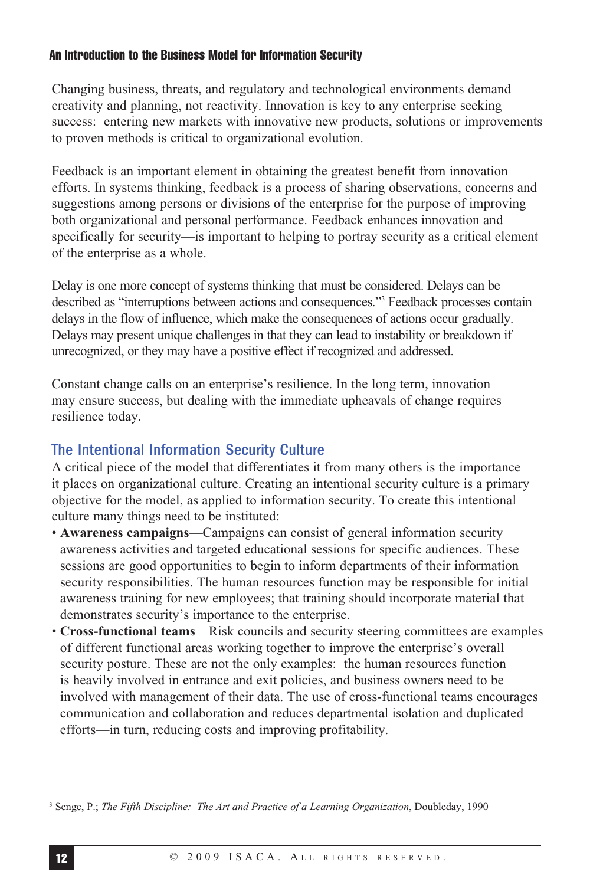Changing business, threats, and regulatory and technological environments demand creativity and planning, not reactivity. Innovation is key to any enterprise seeking success: entering new markets with innovative new products, solutions or improvements to proven methods is critical to organizational evolution.

Feedback is an important element in obtaining the greatest benefit from innovation efforts. In systems thinking, feedback is a process of sharing observations, concerns and suggestions among persons or divisions of the enterprise for the purpose of improving both organizational and personal performance. Feedback enhances innovation and—specifically for security—is important to helping to portray security as a critical element of the enterprise as a whole.

Delay is one more concept of systems thinking that must be considered. Delays can be described as "interruptions between actions and consequences."[3] Feedback processes contain delays in the flow of influence, which make the consequences of actions occur gradually. Delays may present unique challenges in that they can lead to instability or breakdown if unrecognized, or they may have a positive effect if recognized and addressed.

Constant change calls on an enterprise's resilience. In the long term, innovation may ensure success, but dealing with the immediate upheavals of change requires resilience today.

## The Intentional Information Security Culture

A critical piece of the model that differentiates it from many others is the importance it places on organizational culture. Creating an intentional security culture is a primary objective for the model, as applied to information security. To create this intentional culture many things need to be instituted:

- **Awareness campaigns**—Campaigns can consist of general information security awareness activities and targeted educational sessions for specific audiences. These sessions are good opportunities to begin to inform departments of their information security responsibilities. The human resources function may be responsible for initial awareness training for new employees; that training should incorporate material that demonstrates security's importance to the enterprise.
- **Cross-functional teams**—Risk councils and security steering committees are examples of different functional areas working together to improve the enterprise's overall security posture. These are not the only examples: the human resources function is heavily involved in entrance and exit policies, and business owners need to be involved with management of their data. The use of cross-functional teams encourages communication and collaboration and reduces departmental isolation and duplicated efforts—in turn, reducing costs and improving profitability.

[3] Senge, P.; *The Fifth Discipline: The Art and Practice of a Learning Organization*, Doubleday, 1990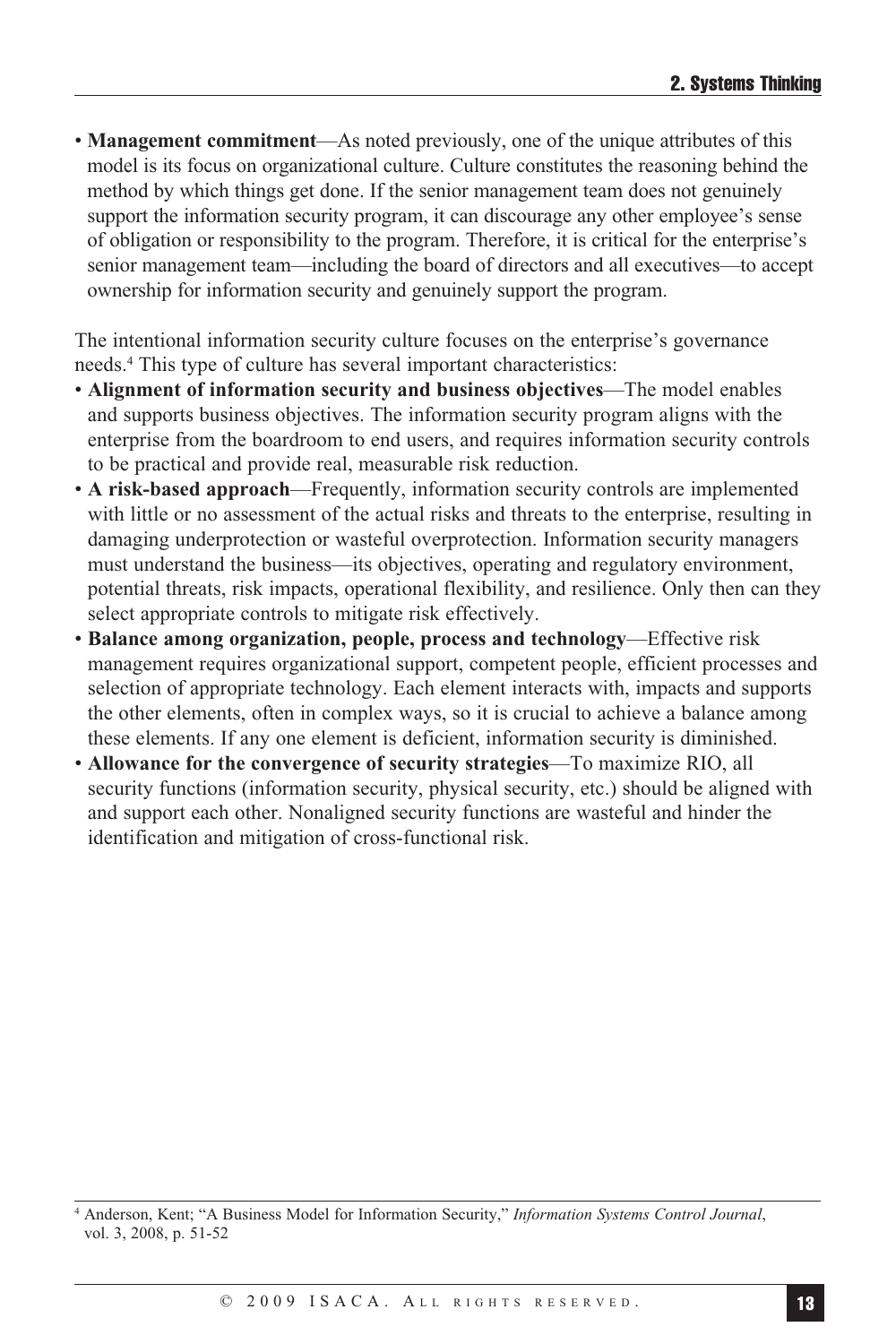- **Management commitment**—As noted previously, one of the unique attributes of this model is its focus on organizational culture. Culture constitutes the reasoning behind the method by which things get done. If the senior management team does not genuinely support the information security program, it can discourage any other employee's sense of obligation or responsibility to the program. Therefore, it is critical for the enterprise's senior management team—including the board of directors and all executives—to accept ownership for information security and genuinely support the program.

The intentional information security culture focuses on the enterprise's governance needs.[4] This type of culture has several important characteristics:

- **Alignment of information security and business objectives**—The model enables and supports business objectives. The information security program aligns with the enterprise from the boardroom to end users, and requires information security controls to be practical and provide real, measurable risk reduction.
- **A risk-based approach**—Frequently, information security controls are implemented with little or no assessment of the actual risks and threats to the enterprise, resulting in damaging underprotection or wasteful overprotection. Information security managers must understand the business—its objectives, operating and regulatory environment, potential threats, risk impacts, operational flexibility, and resilience. Only then can they select appropriate controls to mitigate risk effectively.
- **Balance among organization, people, process and technology**—Effective risk management requires organizational support, competent people, efficient processes and selection of appropriate technology. Each element interacts with, impacts and supports the other elements, often in complex ways, so it is crucial to achieve a balance among these elements. If any one element is deficient, information security is diminished.
- **Allowance for the convergence of security strategies**—To maximize RIO, all security functions (information security, physical security, etc.) should be aligned with and support each other. Nonaligned security functions are wasteful and hinder the identification and mitigation of cross-functional risk.

[4] Anderson, Kent; "A Business Model for Information Security," *Information Systems Control Journal*, vol. 3, 2008, p. 51-52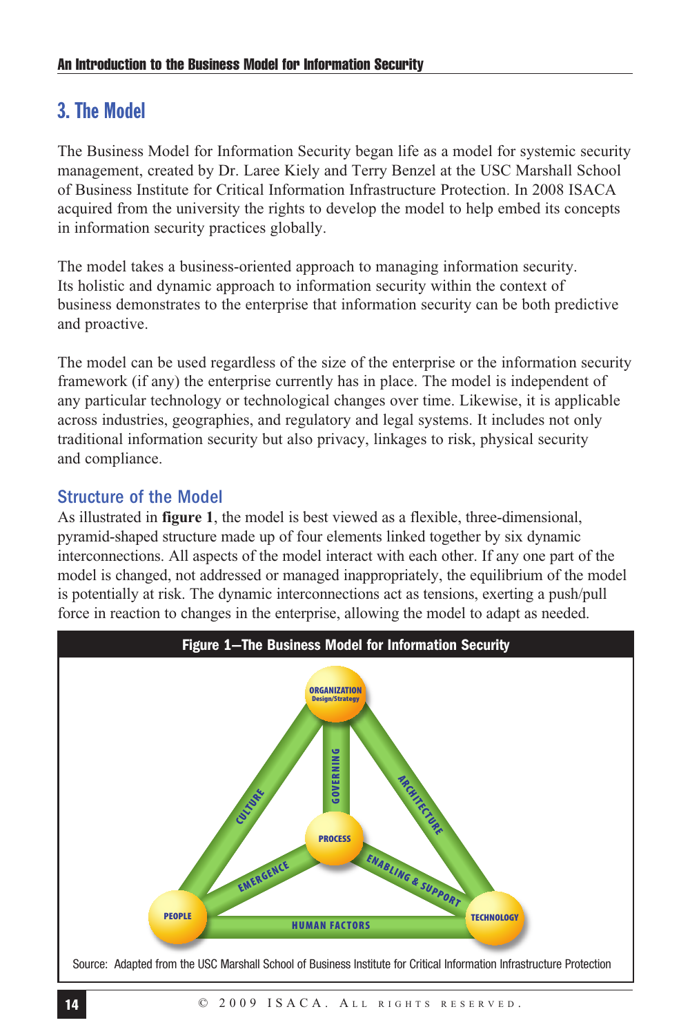## 3. The Model

The Business Model for Information Security began life as a model for systemic security management, created by Dr. Laree Kiely and Terry Benzel at the USC Marshall School of Business Institute for Critical Information Infrastructure Protection. In 2008 ISACA acquired from the university the rights to develop the model to help embed its concepts in information security practices globally.

The model takes a business-oriented approach to managing information security. Its holistic and dynamic approach to information security within the context of business demonstrates to the enterprise that information security can be both predictive and proactive.

The model can be used regardless of the size of the enterprise or the information security framework (if any) the enterprise currently has in place. The model is independent of any particular technology or technological changes over time. Likewise, it is applicable across industries, geographies, and regulatory and legal systems. It includes not only traditional information security but also privacy, linkages to risk, physical security and compliance.

### Structure of the Model

As illustrated in **figure 1**, the model is best viewed as a flexible, three-dimensional, pyramid-shaped structure made up of four elements linked together by six dynamic interconnections. All aspects of the model interact with each other. If any one part of the model is changed, not addressed or managed inappropriately, the equilibrium of the model is potentially at risk. The dynamic interconnections act as tensions, exerting a push/pull force in reaction to changes in the enterprise, allowing the model to adapt as needed.

**Figure 1—The Business Model for Information Security**

Source: Adapted from the USC Marshall School of Business Institute for Critical Information Infrastructure Protection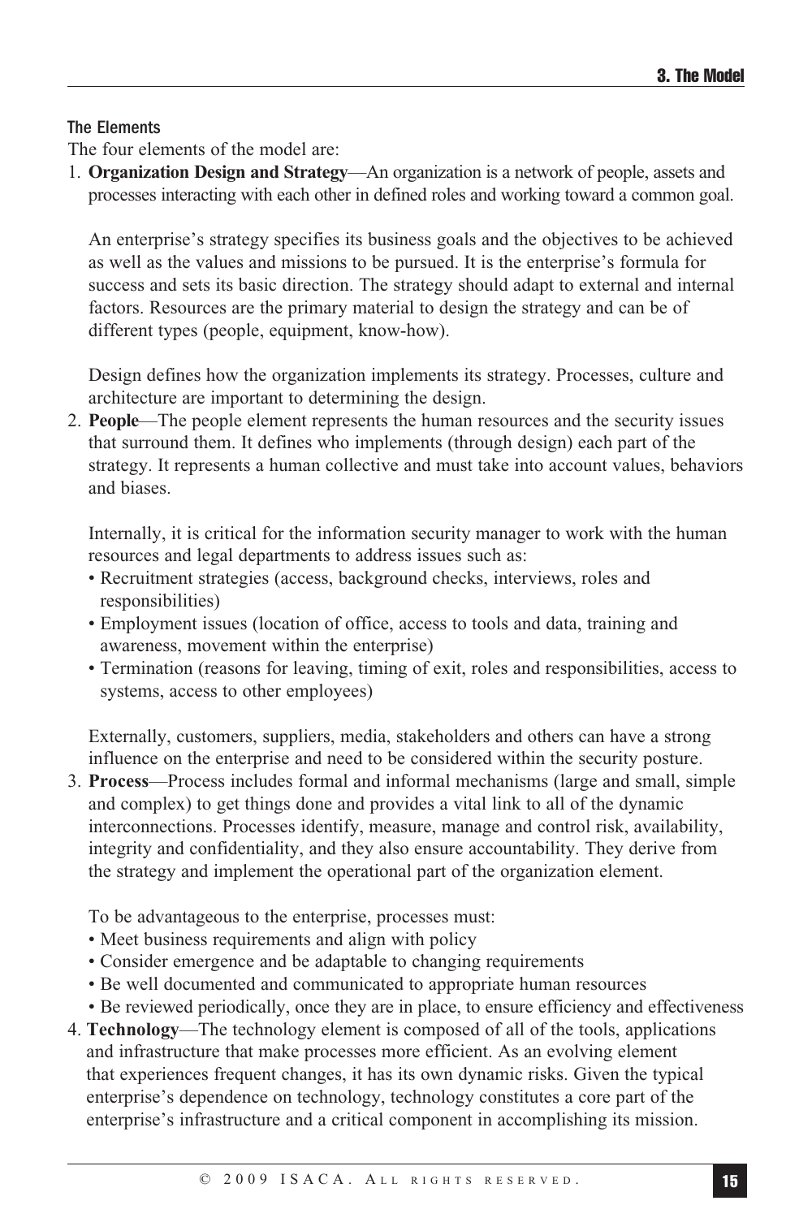### The Elements

The four elements of the model are:

1. **Organization Design and Strategy**—An organization is a network of people, assets and processes interacting with each other in defined roles and working toward a common goal.

   An enterprise's strategy specifies its business goals and the objectives to be achieved as well as the values and missions to be pursued. It is the enterprise's formula for success and sets its basic direction. The strategy should adapt to external and internal factors. Resources are the primary material to design the strategy and can be of different types (people, equipment, know-how).

   Design defines how the organization implements its strategy. Processes, culture and architecture are important to determining the design.

2. **People**—The people element represents the human resources and the security issues that surround them. It defines who implements (through design) each part of the strategy. It represents a human collective and must take into account values, behaviors and biases.

   Internally, it is critical for the information security manager to work with the human resources and legal departments to address issues such as:
   - Recruitment strategies (access, background checks, interviews, roles and responsibilities)
   - Employment issues (location of office, access to tools and data, training and awareness, movement within the enterprise)
   - Termination (reasons for leaving, timing of exit, roles and responsibilities, access to systems, access to other employees)

   Externally, customers, suppliers, media, stakeholders and others can have a strong influence on the enterprise and need to be considered within the security posture.

3. **Process**—Process includes formal and informal mechanisms (large and small, simple and complex) to get things done and provides a vital link to all of the dynamic interconnections. Processes identify, measure, manage and control risk, availability, integrity and confidentiality, and they also ensure accountability. They derive from the strategy and implement the operational part of the organization element.

   To be advantageous to the enterprise, processes must:
   - Meet business requirements and align with policy
   - Consider emergence and be adaptable to changing requirements
   - Be well documented and communicated to appropriate human resources
   - Be reviewed periodically, once they are in place, to ensure efficiency and effectiveness

4. **Technology**—The technology element is composed of all of the tools, applications and infrastructure that make processes more efficient. As an evolving element that experiences frequent changes, it has its own dynamic risks. Given the typical enterprise's dependence on technology, technology constitutes a core part of the enterprise's infrastructure and a critical component in accomplishing its mission.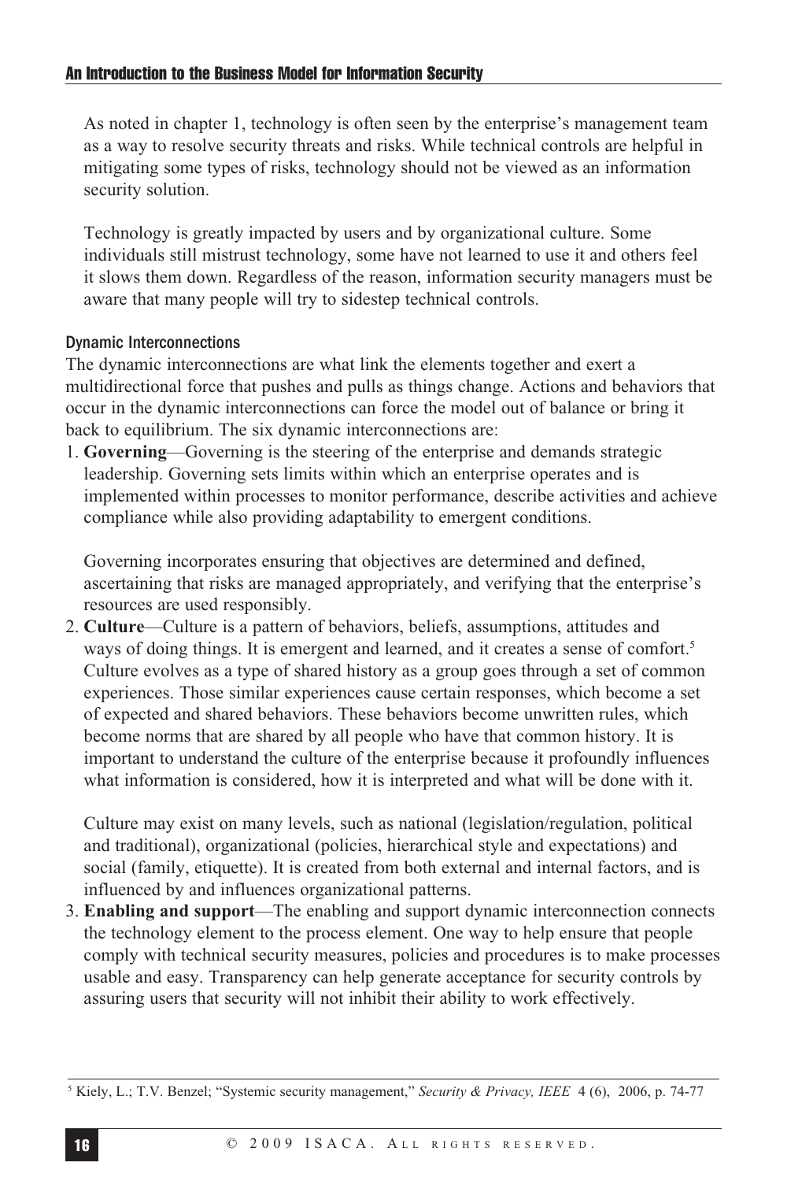As noted in chapter 1, technology is often seen by the enterprise's management team as a way to resolve security threats and risks. While technical controls are helpful in mitigating some types of risks, technology should not be viewed as an information security solution.

Technology is greatly impacted by users and by organizational culture. Some individuals still mistrust technology, some have not learned to use it and others feel it slows them down. Regardless of the reason, information security managers must be aware that many people will try to sidestep technical controls.

### Dynamic Interconnections

The dynamic interconnections are what link the elements together and exert a multidirectional force that pushes and pulls as things change. Actions and behaviors that occur in the dynamic interconnections can force the model out of balance or bring it back to equilibrium. The six dynamic interconnections are:

1. **Governing**—Governing is the steering of the enterprise and demands strategic leadership. Governing sets limits within which an enterprise operates and is implemented within processes to monitor performance, describe activities and achieve compliance while also providing adaptability to emergent conditions.

   Governing incorporates ensuring that objectives are determined and defined, ascertaining that risks are managed appropriately, and verifying that the enterprise's resources are used responsibly.

2. **Culture**—Culture is a pattern of behaviors, beliefs, assumptions, attitudes and ways of doing things. It is emergent and learned, and it creates a sense of comfort.[5] Culture evolves as a type of shared history as a group goes through a set of common experiences. Those similar experiences cause certain responses, which become a set of expected and shared behaviors. These behaviors become unwritten rules, which become norms that are shared by all people who have that common history. It is important to understand the culture of the enterprise because it profoundly influences what information is considered, how it is interpreted and what will be done with it.

   Culture may exist on many levels, such as national (legislation/regulation, political and traditional), organizational (policies, hierarchical style and expectations) and social (family, etiquette). It is created from both external and internal factors, and is influenced by and influences organizational patterns.

3. **Enabling and support**—The enabling and support dynamic interconnection connects the technology element to the process element. One way to help ensure that people comply with technical security measures, policies and procedures is to make processes usable and easy. Transparency can help generate acceptance for security controls by assuring users that security will not inhibit their ability to work effectively.

---

[5] Kiely, L.; T.V. Benzel; "Systemic security management," *Security & Privacy, IEEE* 4 (6), 2006, p. 74-77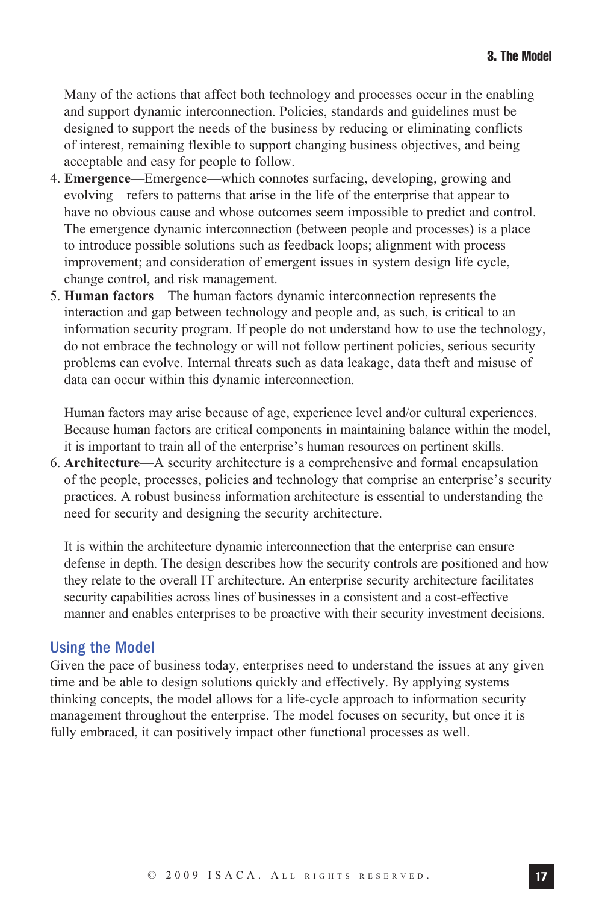Many of the actions that affect both technology and processes occur in the enabling and support dynamic interconnection. Policies, standards and guidelines must be designed to support the needs of the business by reducing or eliminating conflicts of interest, remaining flexible to support changing business objectives, and being acceptable and easy for people to follow.

4. **Emergence**—Emergence—which connotes surfacing, developing, growing and evolving—refers to patterns that arise in the life of the enterprise that appear to have no obvious cause and whose outcomes seem impossible to predict and control. The emergence dynamic interconnection (between people and processes) is a place to introduce possible solutions such as feedback loops; alignment with process improvement; and consideration of emergent issues in system design life cycle, change control, and risk management.
5. **Human factors**—The human factors dynamic interconnection represents the interaction and gap between technology and people and, as such, is critical to an information security program. If people do not understand how to use the technology, do not embrace the technology or will not follow pertinent policies, serious security problems can evolve. Internal threats such as data leakage, data theft and misuse of data can occur within this dynamic interconnection.

   Human factors may arise because of age, experience level and/or cultural experiences. Because human factors are critical components in maintaining balance within the model, it is important to train all of the enterprise's human resources on pertinent skills.
6. **Architecture**—A security architecture is a comprehensive and formal encapsulation of the people, processes, policies and technology that comprise an enterprise's security practices. A robust business information architecture is essential to understanding the need for security and designing the security architecture.

   It is within the architecture dynamic interconnection that the enterprise can ensure defense in depth. The design describes how the security controls are positioned and how they relate to the overall IT architecture. An enterprise security architecture facilitates security capabilities across lines of businesses in a consistent and a cost-effective manner and enables enterprises to be proactive with their security investment decisions.

## Using the Model

Given the pace of business today, enterprises need to understand the issues at any given time and be able to design solutions quickly and effectively. By applying systems thinking concepts, the model allows for a life-cycle approach to information security management throughout the enterprise. The model focuses on security, but once it is fully embraced, it can positively impact other functional processes as well.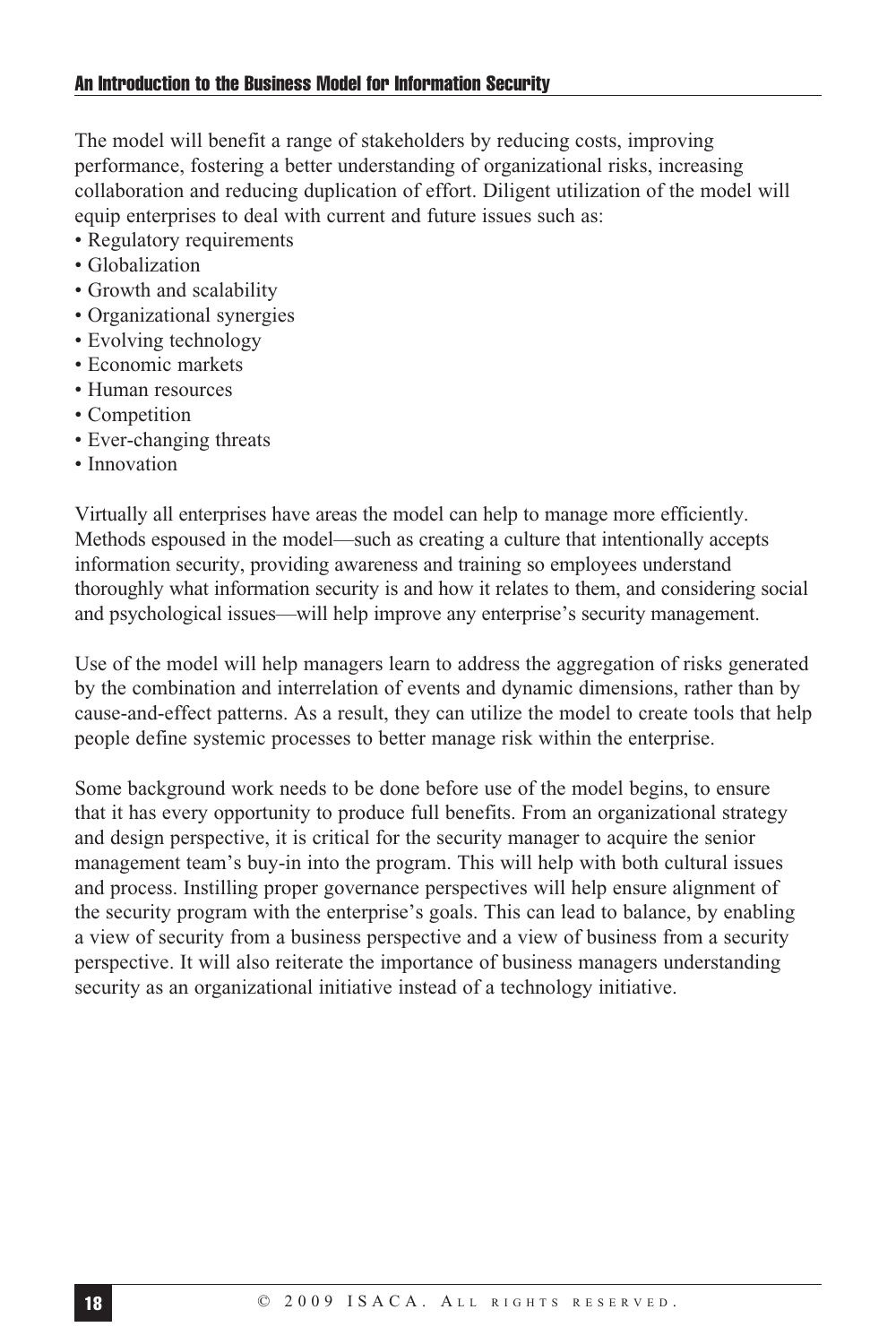The model will benefit a range of stakeholders by reducing costs, improving performance, fostering a better understanding of organizational risks, increasing collaboration and reducing duplication of effort. Diligent utilization of the model will equip enterprises to deal with current and future issues such as:

- Regulatory requirements
- Globalization
- Growth and scalability
- Organizational synergies
- Evolving technology
- Economic markets
- Human resources
- Competition
- Ever-changing threats
- Innovation

Virtually all enterprises have areas the model can help to manage more efficiently. Methods espoused in the model—such as creating a culture that intentionally accepts information security, providing awareness and training so employees understand thoroughly what information security is and how it relates to them, and considering social and psychological issues—will help improve any enterprise's security management.

Use of the model will help managers learn to address the aggregation of risks generated by the combination and interrelation of events and dynamic dimensions, rather than by cause-and-effect patterns. As a result, they can utilize the model to create tools that help people define systemic processes to better manage risk within the enterprise.

Some background work needs to be done before use of the model begins, to ensure that it has every opportunity to produce full benefits. From an organizational strategy and design perspective, it is critical for the security manager to acquire the senior management team's buy-in into the program. This will help with both cultural issues and process. Instilling proper governance perspectives will help ensure alignment of the security program with the enterprise's goals. This can lead to balance, by enabling a view of security from a business perspective and a view of business from a security perspective. It will also reiterate the importance of business managers understanding security as an organizational initiative instead of a technology initiative.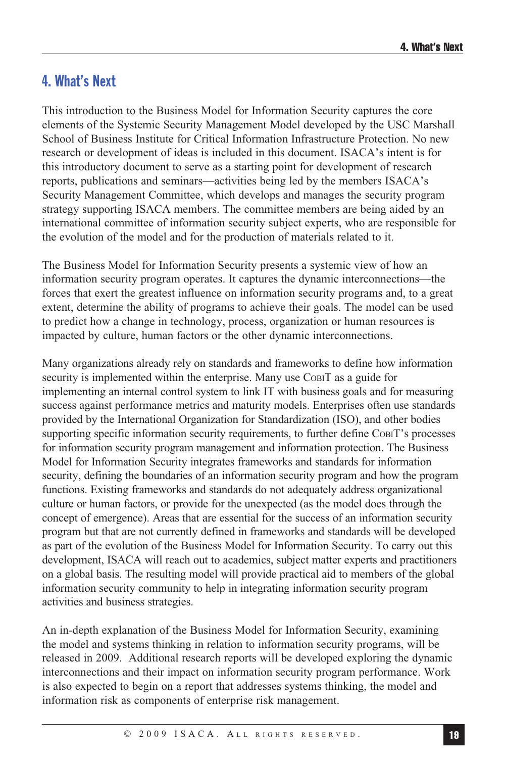# 4. What's Next

This introduction to the Business Model for Information Security captures the core elements of the Systemic Security Management Model developed by the USC Marshall School of Business Institute for Critical Information Infrastructure Protection. No new research or development of ideas is included in this document. ISACA's intent is for this introductory document to serve as a starting point for development of research reports, publications and seminars—activities being led by the members ISACA's Security Management Committee, which develops and manages the security program strategy supporting ISACA members. The committee members are being aided by an international committee of information security subject experts, who are responsible for the evolution of the model and for the production of materials related to it.

The Business Model for Information Security presents a systemic view of how an information security program operates. It captures the dynamic interconnections—the forces that exert the greatest influence on information security programs and, to a great extent, determine the ability of programs to achieve their goals. The model can be used to predict how a change in technology, process, organization or human resources is impacted by culture, human factors or the other dynamic interconnections.

Many organizations already rely on standards and frameworks to define how information security is implemented within the enterprise. Many use COBIT as a guide for implementing an internal control system to link IT with business goals and for measuring success against performance metrics and maturity models. Enterprises often use standards provided by the International Organization for Standardization (ISO), and other bodies supporting specific information security requirements, to further define COBIT's processes for information security program management and information protection. The Business Model for Information Security integrates frameworks and standards for information security, defining the boundaries of an information security program and how the program functions. Existing frameworks and standards do not adequately address organizational culture or human factors, or provide for the unexpected (as the model does through the concept of emergence). Areas that are essential for the success of an information security program but that are not currently defined in frameworks and standards will be developed as part of the evolution of the Business Model for Information Security. To carry out this development, ISACA will reach out to academics, subject matter experts and practitioners on a global basis. The resulting model will provide practical aid to members of the global information security community to help in integrating information security program activities and business strategies.

An in-depth explanation of the Business Model for Information Security, examining the model and systems thinking in relation to information security programs, will be released in 2009. Additional research reports will be developed exploring the dynamic interconnections and their impact on information security program performance. Work is also expected to begin on a report that addresses systems thinking, the model and information risk as components of enterprise risk management.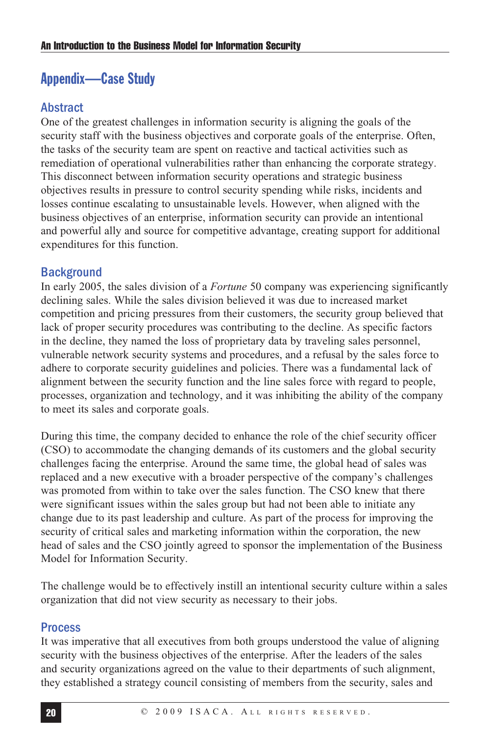## Appendix—Case Study

### Abstract

One of the greatest challenges in information security is aligning the goals of the security staff with the business objectives and corporate goals of the enterprise. Often, the tasks of the security team are spent on reactive and tactical activities such as remediation of operational vulnerabilities rather than enhancing the corporate strategy. This disconnect between information security operations and strategic business objectives results in pressure to control security spending while risks, incidents and losses continue escalating to unsustainable levels. However, when aligned with the business objectives of an enterprise, information security can provide an intentional and powerful ally and source for competitive advantage, creating support for additional expenditures for this function.

### Background

In early 2005, the sales division of a *Fortune* 50 company was experiencing significantly declining sales. While the sales division believed it was due to increased market competition and pricing pressures from their customers, the security group believed that lack of proper security procedures was contributing to the decline. As specific factors in the decline, they named the loss of proprietary data by traveling sales personnel, vulnerable network security systems and procedures, and a refusal by the sales force to adhere to corporate security guidelines and policies. There was a fundamental lack of alignment between the security function and the line sales force with regard to people, processes, organization and technology, and it was inhibiting the ability of the company to meet its sales and corporate goals.

During this time, the company decided to enhance the role of the chief security officer (CSO) to accommodate the changing demands of its customers and the global security challenges facing the enterprise. Around the same time, the global head of sales was replaced and a new executive with a broader perspective of the company's challenges was promoted from within to take over the sales function. The CSO knew that there were significant issues within the sales group but had not been able to initiate any change due to its past leadership and culture. As part of the process for improving the security of critical sales and marketing information within the corporation, the new head of sales and the CSO jointly agreed to sponsor the implementation of the Business Model for Information Security.

The challenge would be to effectively instill an intentional security culture within a sales organization that did not view security as necessary to their jobs.

### Process

It was imperative that all executives from both groups understood the value of aligning security with the business objectives of the enterprise. After the leaders of the sales and security organizations agreed on the value to their departments of such alignment, they established a strategy council consisting of members from the security, sales and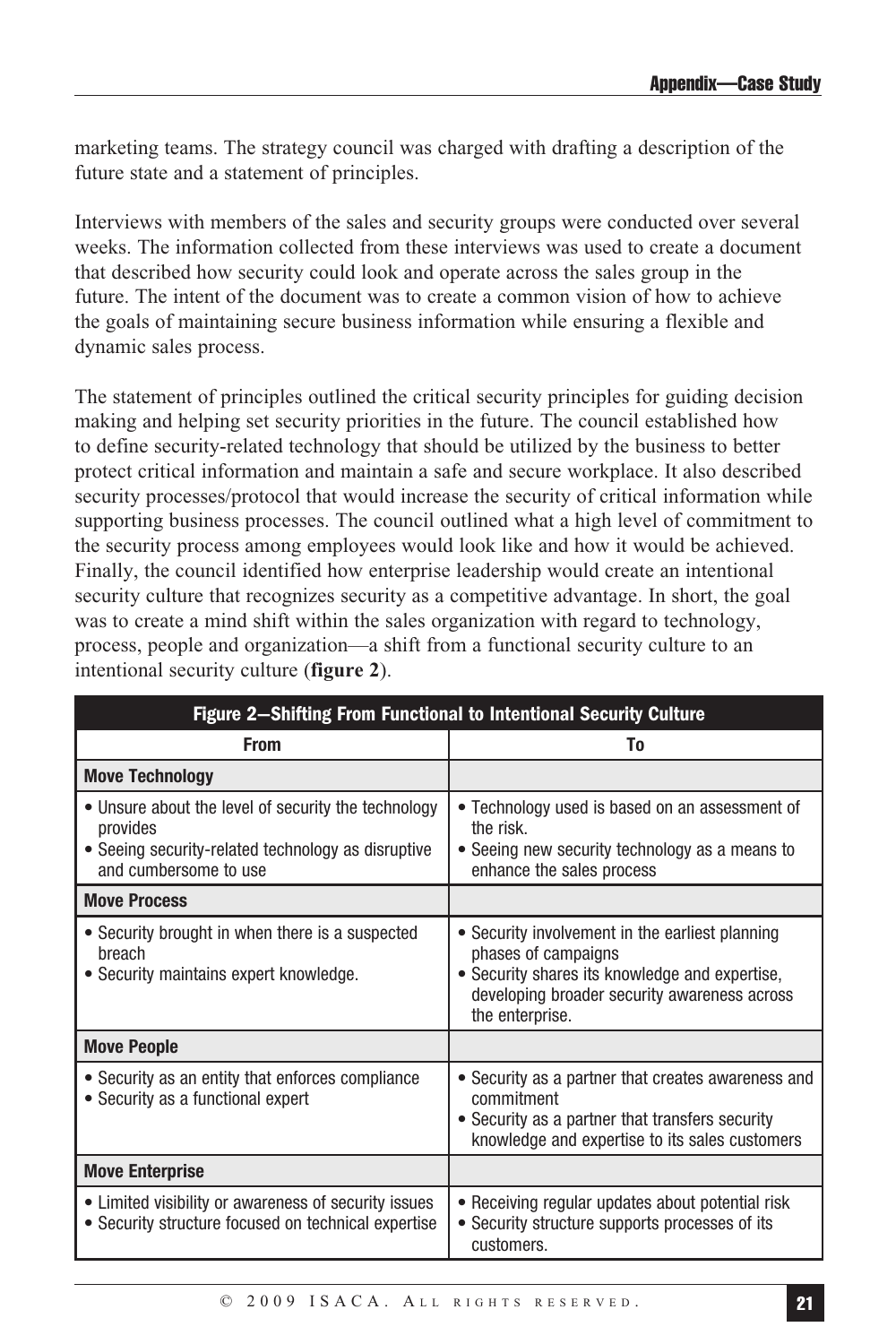marketing teams. The strategy council was charged with drafting a description of the future state and a statement of principles.

Interviews with members of the sales and security groups were conducted over several weeks. The information collected from these interviews was used to create a document that described how security could look and operate across the sales group in the future. The intent of the document was to create a common vision of how to achieve the goals of maintaining secure business information while ensuring a flexible and dynamic sales process.

The statement of principles outlined the critical security principles for guiding decision making and helping set security priorities in the future. The council established how to define security-related technology that should be utilized by the business to better protect critical information and maintain a safe and secure workplace. It also described security processes/protocol that would increase the security of critical information while supporting business processes. The council outlined what a high level of commitment to the security process among employees would look like and how it would be achieved. Finally, the council identified how enterprise leadership would create an intentional security culture that recognizes security as a competitive advantage. In short, the goal was to create a mind shift within the sales organization with regard to technology, process, people and organization—a shift from a functional security culture to an intentional security culture (**figure 2**).

**Figure 2—Shifting From Functional to Intentional Security Culture**

| From | To |
|---|---|
| **Move Technology** | |
| • Unsure about the level of security the technology provides<br>• Seeing security-related technology as disruptive and cumbersome to use | • Technology used is based on an assessment of the risk.<br>• Seeing new security technology as a means to enhance the sales process |
| **Move Process** | |
| • Security brought in when there is a suspected breach<br>• Security maintains expert knowledge. | • Security involvement in the earliest planning phases of campaigns<br>• Security shares its knowledge and expertise, developing broader security awareness across the enterprise. |
| **Move People** | |
| • Security as an entity that enforces compliance<br>• Security as a functional expert | • Security as a partner that creates awareness and commitment<br>• Security as a partner that transfers security knowledge and expertise to its sales customers |
| **Move Enterprise** | |
| • Limited visibility or awareness of security issues<br>• Security structure focused on technical expertise | • Receiving regular updates about potential risk<br>• Security structure supports processes of its customers. |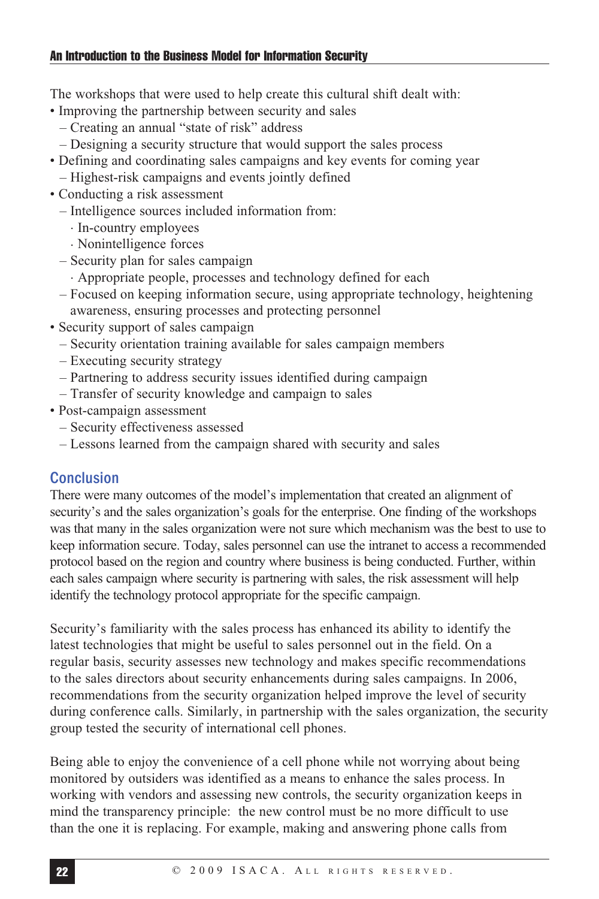The workshops that were used to help create this cultural shift dealt with:

- Improving the partnership between security and sales
  - Creating an annual "state of risk" address
  - Designing a security structure that would support the sales process
- Defining and coordinating sales campaigns and key events for coming year
  - Highest-risk campaigns and events jointly defined
- Conducting a risk assessment
  - Intelligence sources included information from:
    - In-country employees
    - Nonintelligence forces
  - Security plan for sales campaign
    - Appropriate people, processes and technology defined for each
  - Focused on keeping information secure, using appropriate technology, heightening awareness, ensuring processes and protecting personnel
- Security support of sales campaign
  - Security orientation training available for sales campaign members
  - Executing security strategy
  - Partnering to address security issues identified during campaign
  - Transfer of security knowledge and campaign to sales
- Post-campaign assessment
  - Security effectiveness assessed
  - Lessons learned from the campaign shared with security and sales

## Conclusion

There were many outcomes of the model's implementation that created an alignment of security's and the sales organization's goals for the enterprise. One finding of the workshops was that many in the sales organization were not sure which mechanism was the best to use to keep information secure. Today, sales personnel can use the intranet to access a recommended protocol based on the region and country where business is being conducted. Further, within each sales campaign where security is partnering with sales, the risk assessment will help identify the technology protocol appropriate for the specific campaign.

Security's familiarity with the sales process has enhanced its ability to identify the latest technologies that might be useful to sales personnel out in the field. On a regular basis, security assesses new technology and makes specific recommendations to the sales directors about security enhancements during sales campaigns. In 2006, recommendations from the security organization helped improve the level of security during conference calls. Similarly, in partnership with the sales organization, the security group tested the security of international cell phones.

Being able to enjoy the convenience of a cell phone while not worrying about being monitored by outsiders was identified as a means to enhance the sales process. In working with vendors and assessing new controls, the security organization keeps in mind the transparency principle: the new control must be no more difficult to use than the one it is replacing. For example, making and answering phone calls from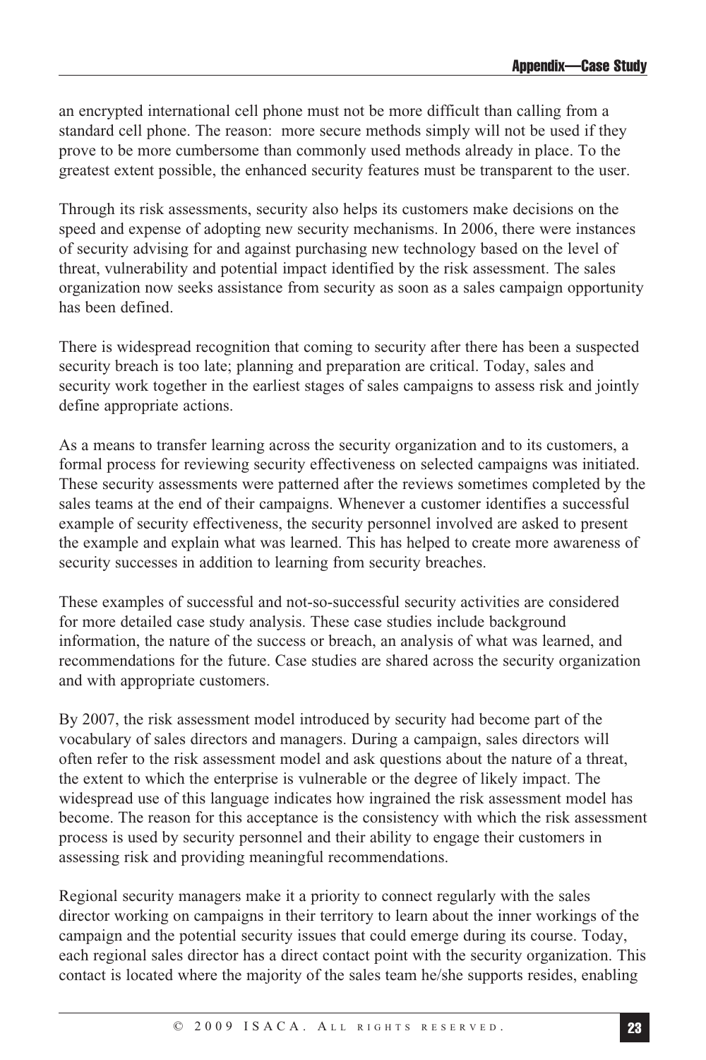an encrypted international cell phone must not be more difficult than calling from a standard cell phone. The reason:  more secure methods simply will not be used if they prove to be more cumbersome than commonly used methods already in place. To the greatest extent possible, the enhanced security features must be transparent to the user.

Through its risk assessments, security also helps its customers make decisions on the speed and expense of adopting new security mechanisms. In 2006, there were instances of security advising for and against purchasing new technology based on the level of threat, vulnerability and potential impact identified by the risk assessment. The sales organization now seeks assistance from security as soon as a sales campaign opportunity has been defined.

There is widespread recognition that coming to security after there has been a suspected security breach is too late; planning and preparation are critical. Today, sales and security work together in the earliest stages of sales campaigns to assess risk and jointly define appropriate actions.

As a means to transfer learning across the security organization and to its customers, a formal process for reviewing security effectiveness on selected campaigns was initiated. These security assessments were patterned after the reviews sometimes completed by the sales teams at the end of their campaigns. Whenever a customer identifies a successful example of security effectiveness, the security personnel involved are asked to present the example and explain what was learned. This has helped to create more awareness of security successes in addition to learning from security breaches.

These examples of successful and not-so-successful security activities are considered for more detailed case study analysis. These case studies include background information, the nature of the success or breach, an analysis of what was learned, and recommendations for the future. Case studies are shared across the security organization and with appropriate customers.

By 2007, the risk assessment model introduced by security had become part of the vocabulary of sales directors and managers. During a campaign, sales directors will often refer to the risk assessment model and ask questions about the nature of a threat, the extent to which the enterprise is vulnerable or the degree of likely impact. The widespread use of this language indicates how ingrained the risk assessment model has become. The reason for this acceptance is the consistency with which the risk assessment process is used by security personnel and their ability to engage their customers in assessing risk and providing meaningful recommendations.

Regional security managers make it a priority to connect regularly with the sales director working on campaigns in their territory to learn about the inner workings of the campaign and the potential security issues that could emerge during its course. Today, each regional sales director has a direct contact point with the security organization. This contact is located where the majority of the sales team he/she supports resides, enabling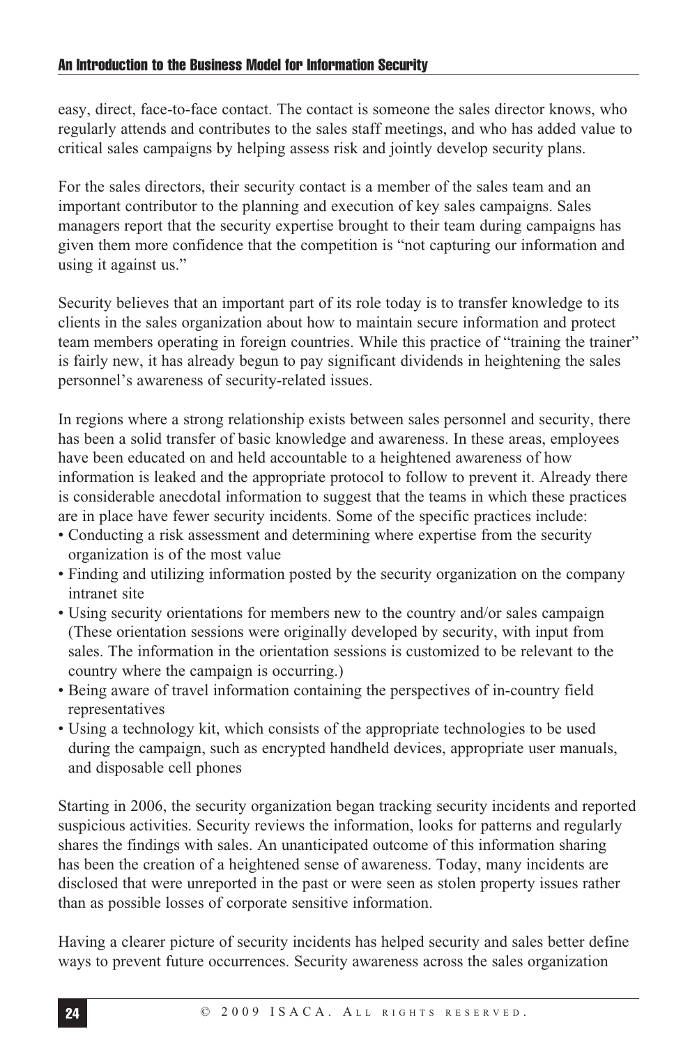easy, direct, face-to-face contact. The contact is someone the sales director knows, who regularly attends and contributes to the sales staff meetings, and who has added value to critical sales campaigns by helping assess risk and jointly develop security plans.

For the sales directors, their security contact is a member of the sales team and an important contributor to the planning and execution of key sales campaigns. Sales managers report that the security expertise brought to their team during campaigns has given them more confidence that the competition is "not capturing our information and using it against us."

Security believes that an important part of its role today is to transfer knowledge to its clients in the sales organization about how to maintain secure information and protect team members operating in foreign countries. While this practice of "training the trainer" is fairly new, it has already begun to pay significant dividends in heightening the sales personnel's awareness of security-related issues.

In regions where a strong relationship exists between sales personnel and security, there has been a solid transfer of basic knowledge and awareness. In these areas, employees have been educated on and held accountable to a heightened awareness of how information is leaked and the appropriate protocol to follow to prevent it. Already there is considerable anecdotal information to suggest that the teams in which these practices are in place have fewer security incidents. Some of the specific practices include:

- Conducting a risk assessment and determining where expertise from the security organization is of the most value
- Finding and utilizing information posted by the security organization on the company intranet site
- Using security orientations for members new to the country and/or sales campaign (These orientation sessions were originally developed by security, with input from sales. The information in the orientation sessions is customized to be relevant to the country where the campaign is occurring.)
- Being aware of travel information containing the perspectives of in-country field representatives
- Using a technology kit, which consists of the appropriate technologies to be used during the campaign, such as encrypted handheld devices, appropriate user manuals, and disposable cell phones

Starting in 2006, the security organization began tracking security incidents and reported suspicious activities. Security reviews the information, looks for patterns and regularly shares the findings with sales. An unanticipated outcome of this information sharing has been the creation of a heightened sense of awareness. Today, many incidents are disclosed that were unreported in the past or were seen as stolen property issues rather than as possible losses of corporate sensitive information.

Having a clearer picture of security incidents has helped security and sales better define ways to prevent future occurrences. Security awareness across the sales organization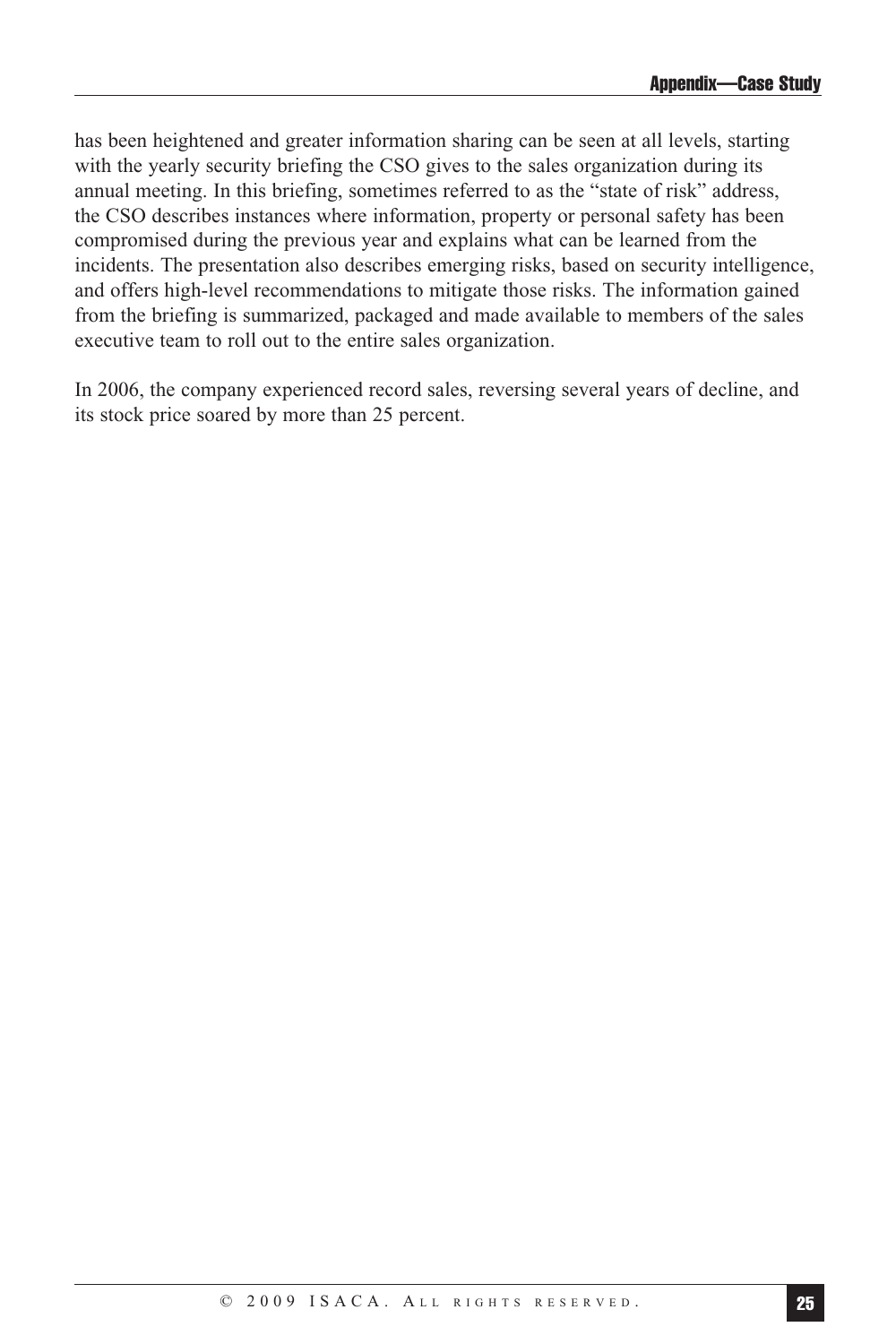has been heightened and greater information sharing can be seen at all levels, starting with the yearly security briefing the CSO gives to the sales organization during its annual meeting. In this briefing, sometimes referred to as the "state of risk" address, the CSO describes instances where information, property or personal safety has been compromised during the previous year and explains what can be learned from the incidents. The presentation also describes emerging risks, based on security intelligence, and offers high-level recommendations to mitigate those risks. The information gained from the briefing is summarized, packaged and made available to members of the sales executive team to roll out to the entire sales organization.

In 2006, the company experienced record sales, reversing several years of decline, and its stock price soared by more than 25 percent.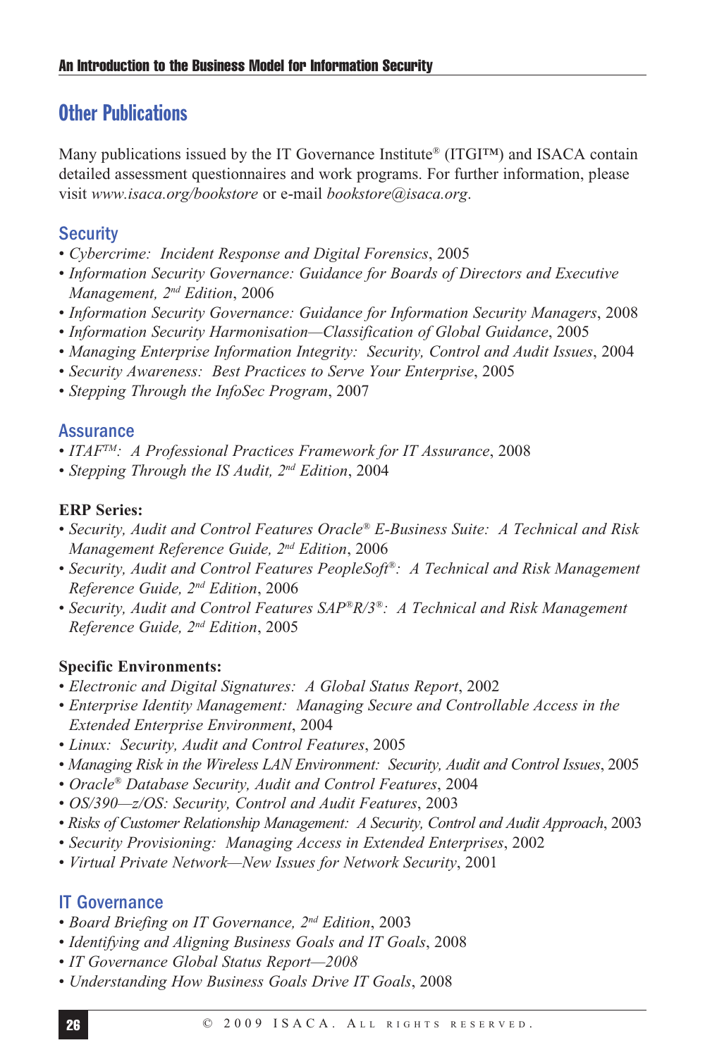## Other Publications

Many publications issued by the IT Governance Institute® (ITGI™) and ISACA contain detailed assessment questionnaires and work programs. For further information, please visit *www.isaca.org/bookstore* or e-mail *bookstore@isaca.org*.

### Security

- *Cybercrime: Incident Response and Digital Forensics*, 2005
- *Information Security Governance: Guidance for Boards of Directors and Executive Management, 2nd Edition*, 2006
- *Information Security Governance: Guidance for Information Security Managers*, 2008
- *Information Security Harmonisation—Classification of Global Guidance*, 2005
- *Managing Enterprise Information Integrity: Security, Control and Audit Issues*, 2004
- *Security Awareness: Best Practices to Serve Your Enterprise*, 2005
- *Stepping Through the InfoSec Program*, 2007

### Assurance

- *ITAF™: A Professional Practices Framework for IT Assurance*, 2008
- *Stepping Through the IS Audit, 2nd Edition*, 2004

**ERP Series:**

- *Security, Audit and Control Features Oracle® E-Business Suite: A Technical and Risk Management Reference Guide, 2nd Edition*, 2006
- *Security, Audit and Control Features PeopleSoft®: A Technical and Risk Management Reference Guide, 2nd Edition*, 2006
- *Security, Audit and Control Features SAP®R/3®: A Technical and Risk Management Reference Guide, 2nd Edition*, 2005

**Specific Environments:**

- *Electronic and Digital Signatures: A Global Status Report*, 2002
- *Enterprise Identity Management: Managing Secure and Controllable Access in the Extended Enterprise Environment*, 2004
- *Linux: Security, Audit and Control Features*, 2005
- *Managing Risk in the Wireless LAN Environment: Security, Audit and Control Issues*, 2005
- *Oracle® Database Security, Audit and Control Features*, 2004
- *OS/390—z/OS: Security, Control and Audit Features*, 2003
- *Risks of Customer Relationship Management: A Security, Control and Audit Approach*, 2003
- *Security Provisioning: Managing Access in Extended Enterprises*, 2002
- *Virtual Private Network—New Issues for Network Security*, 2001

### IT Governance

- *Board Briefing on IT Governance, 2nd Edition*, 2003
- *Identifying and Aligning Business Goals and IT Goals*, 2008
- *IT Governance Global Status Report—2008*
- *Understanding How Business Goals Drive IT Goals*, 2008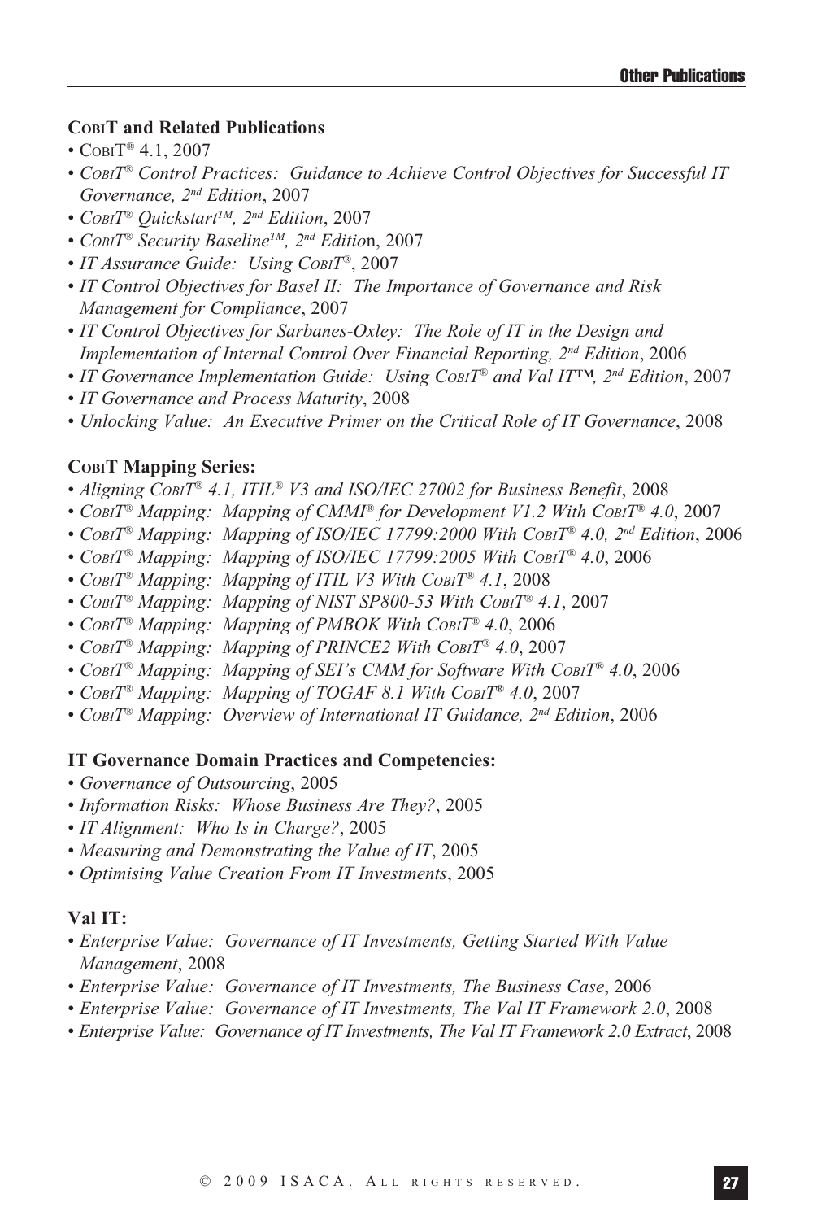### COBIT and Related Publications

- COBIT® 4.1, 2007
- *COBIT® Control Practices: Guidance to Achieve Control Objectives for Successful IT Governance, 2nd Edition*, 2007
- *COBIT® Quickstart™, 2nd Edition*, 2007
- *COBIT® Security Baseline™, 2nd Edition*, 2007
- *IT Assurance Guide: Using COBIT®*, 2007
- *IT Control Objectives for Basel II: The Importance of Governance and Risk Management for Compliance*, 2007
- *IT Control Objectives for Sarbanes-Oxley: The Role of IT in the Design and Implementation of Internal Control Over Financial Reporting, 2nd Edition*, 2006
- *IT Governance Implementation Guide: Using COBIT® and Val IT™, 2nd Edition*, 2007
- *IT Governance and Process Maturity*, 2008
- *Unlocking Value: An Executive Primer on the Critical Role of IT Governance*, 2008

### COBIT Mapping Series:

- *Aligning COBIT® 4.1, ITIL® V3 and ISO/IEC 27002 for Business Benefit*, 2008
- *COBIT® Mapping: Mapping of CMMI® for Development V1.2 With COBIT® 4.0*, 2007
- *COBIT® Mapping: Mapping of ISO/IEC 17799:2000 With COBIT® 4.0, 2nd Edition*, 2006
- *COBIT® Mapping: Mapping of ISO/IEC 17799:2005 With COBIT® 4.0*, 2006
- *COBIT® Mapping: Mapping of ITIL V3 With COBIT® 4.1*, 2008
- *COBIT® Mapping: Mapping of NIST SP800-53 With COBIT® 4.1*, 2007
- *COBIT® Mapping: Mapping of PMBOK With COBIT® 4.0*, 2006
- *COBIT® Mapping: Mapping of PRINCE2 With COBIT® 4.0*, 2007
- *COBIT® Mapping: Mapping of SEI's CMM for Software With COBIT® 4.0*, 2006
- *COBIT® Mapping: Mapping of TOGAF 8.1 With COBIT® 4.0*, 2007
- *COBIT® Mapping: Overview of International IT Guidance, 2nd Edition*, 2006

### IT Governance Domain Practices and Competencies:

- *Governance of Outsourcing*, 2005
- *Information Risks: Whose Business Are They?*, 2005
- *IT Alignment: Who Is in Charge?*, 2005
- *Measuring and Demonstrating the Value of IT*, 2005
- *Optimising Value Creation From IT Investments*, 2005

### Val IT:

- *Enterprise Value: Governance of IT Investments, Getting Started With Value Management*, 2008
- *Enterprise Value: Governance of IT Investments, The Business Case*, 2006
- *Enterprise Value: Governance of IT Investments, The Val IT Framework 2.0*, 2008
- *Enterprise Value: Governance of IT Investments, The Val IT Framework 2.0 Extract*, 2008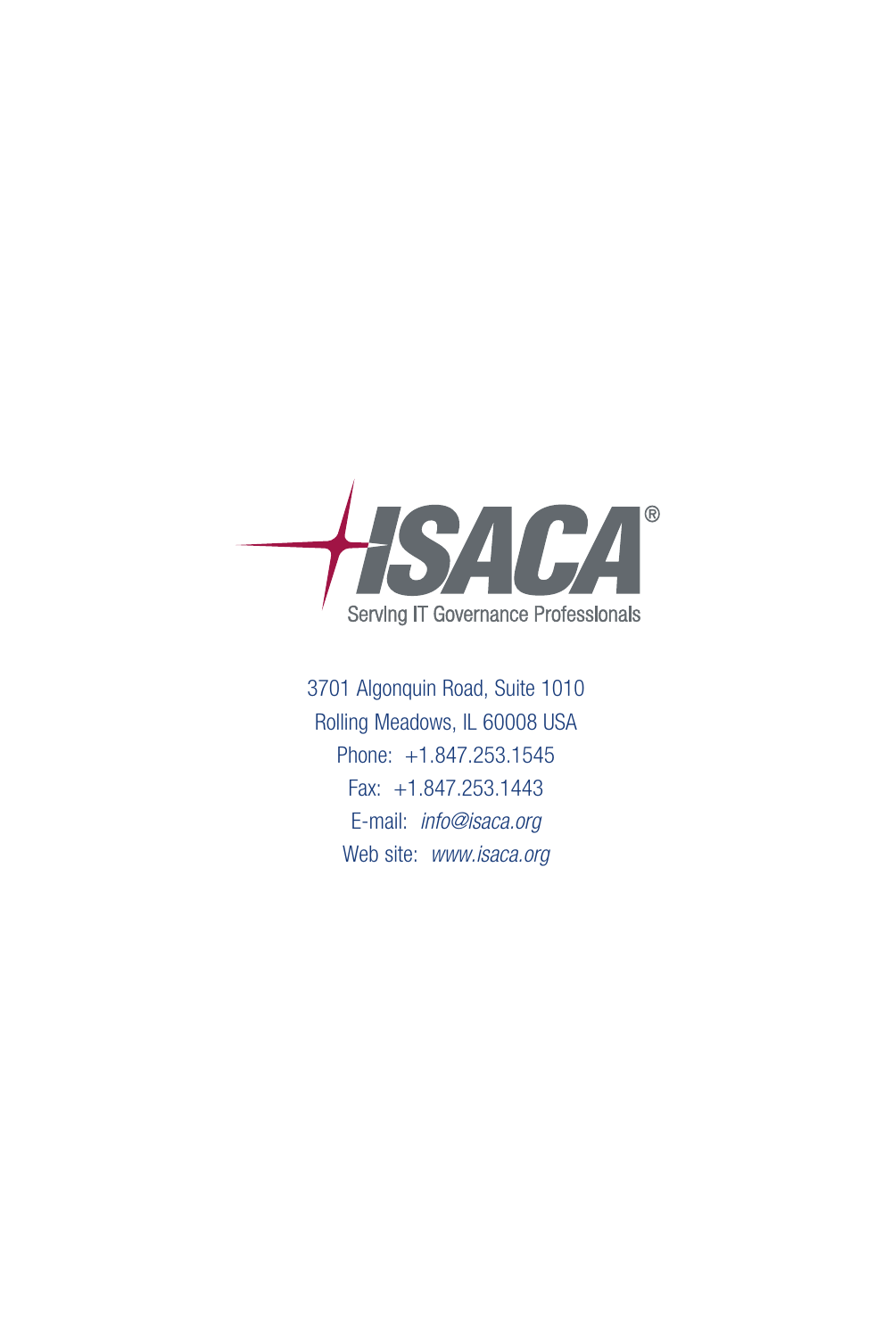ISACA®

Serving IT Governance Professionals

3701 Algonquin Road, Suite 1010
Rolling Meadows, IL 60008 USA
Phone: +1.847.253.1545
Fax: +1.847.253.1443
E-mail: *info@isaca.org*
Web site: *www.isaca.org*